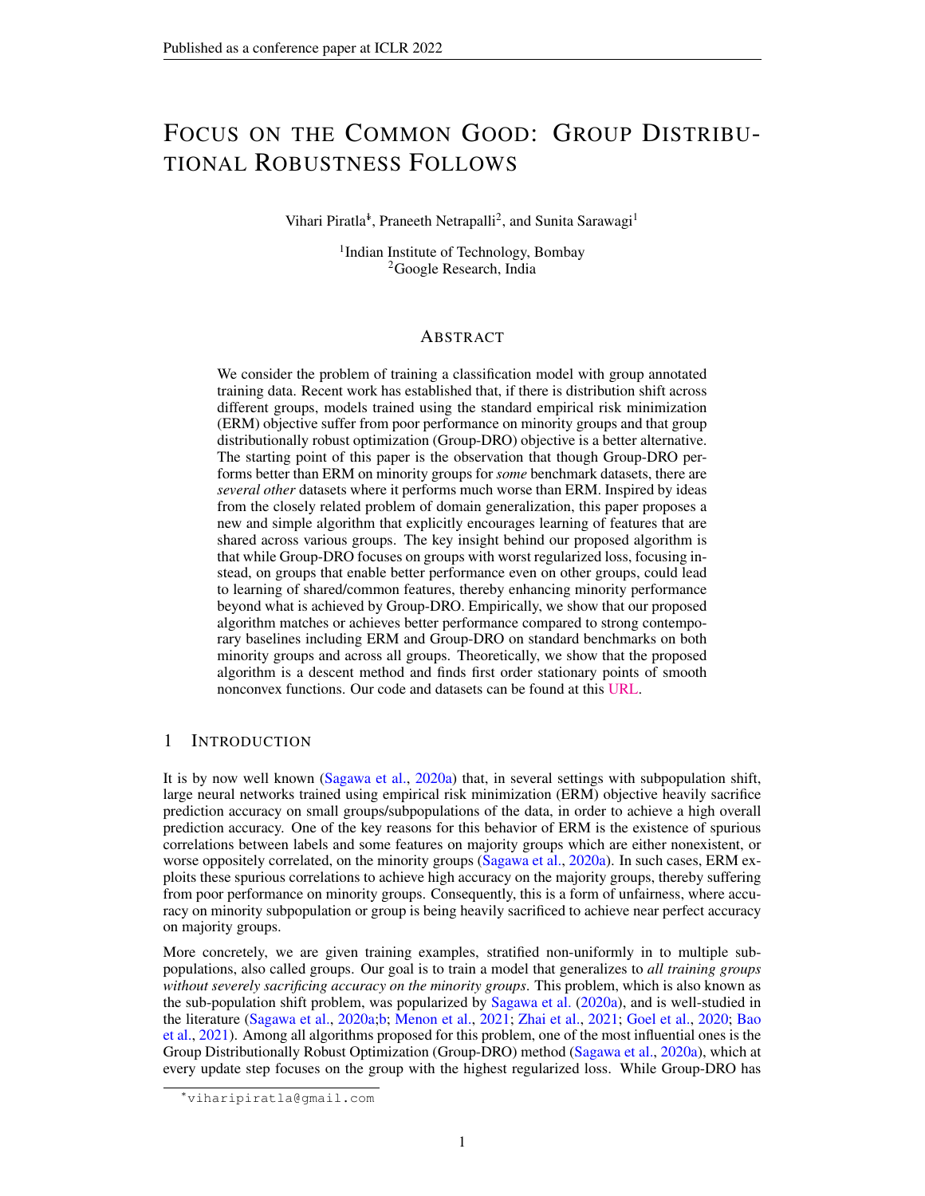# FOCUS ON THE COMMON GOOD: GROUP DISTRIBUTIONAL ROBUSTNESS FOLLOWS

Vihari Piratla[1]*, Praneeth Netrapalli[2], and Sunita Sarawagi[1]

[1]Indian Institute of Technology, Bombay
[2]Google Research, India

## ABSTRACT

We consider the problem of training a classification model with group annotated training data. Recent work has established that, if there is distribution shift across different groups, models trained using the standard empirical risk minimization (ERM) objective suffer from poor performance on minority groups and that group distributionally robust optimization (Group-DRO) objective is a better alternative. The starting point of this paper is the observation that though Group-DRO performs better than ERM on minority groups for *some* benchmark datasets, there are *several other* datasets where it performs much worse than ERM. Inspired by ideas from the closely related problem of domain generalization, this paper proposes a new and simple algorithm that explicitly encourages learning of features that are shared across various groups. The key insight behind our proposed algorithm is that while Group-DRO focuses on groups with worst regularized loss, focusing instead, on groups that enable better performance even on other groups, could lead to learning of shared/common features, thereby enhancing minority performance beyond what is achieved by Group-DRO. Empirically, we show that our proposed algorithm matches or achieves better performance compared to strong contemporary baselines including ERM and Group-DRO on standard benchmarks on both minority groups and across all groups. Theoretically, we show that the proposed algorithm is a descent method and finds first order stationary points of smooth nonconvex functions. Our code and datasets can be found at this URL.

## 1 INTRODUCTION

It is by now well known (Sagawa et al., 2020a) that, in several settings with subpopulation shift, large neural networks trained using empirical risk minimization (ERM) objective heavily sacrifice prediction accuracy on small groups/subpopulations of the data, in order to achieve a high overall prediction accuracy. One of the key reasons for this behavior of ERM is the existence of spurious correlations between labels and some features on majority groups which are either nonexistent, or worse oppositely correlated, on the minority groups (Sagawa et al., 2020a). In such cases, ERM exploits these spurious correlations to achieve high accuracy on the majority groups, thereby suffering from poor performance on minority groups. Consequently, this is a form of unfairness, where accuracy on minority subpopulation or group is being heavily sacrificed to achieve near perfect accuracy on majority groups.

More concretely, we are given training examples, stratified non-uniformly in to multiple subpopulations, also called groups. Our goal is to train a model that generalizes to *all training groups without severely sacrificing accuracy on the minority groups*. This problem, which is also known as the sub-population shift problem, was popularized by Sagawa et al. (2020a), and is well-studied in the literature (Sagawa et al., 2020a;b; Menon et al., 2021; Zhai et al., 2021; Goel et al., 2020; Bao et al., 2021). Among all algorithms proposed for this problem, one of the most influential ones is the Group Distributionally Robust Optimization (Group-DRO) method (Sagawa et al., 2020a), which at every update step focuses on the group with the highest regularized loss. While Group-DRO has

*viharipiratla@gmail.com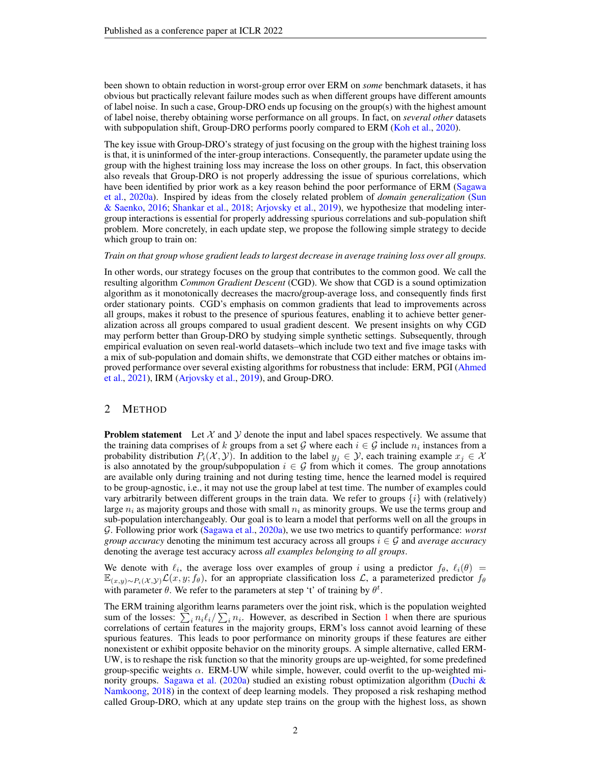been shown to obtain reduction in worst-group error over ERM on *some* benchmark datasets, it has obvious but practically relevant failure modes such as when different groups have different amounts of label noise. In such a case, Group-DRO ends up focusing on the group(s) with the highest amount of label noise, thereby obtaining worse performance on all groups. In fact, on *several other* datasets with subpopulation shift, Group-DRO performs poorly compared to ERM (Koh et al., 2020).

The key issue with Group-DRO's strategy of just focusing on the group with the highest training loss is that, it is uninformed of the inter-group interactions. Consequently, the parameter update using the group with the highest training loss may increase the loss on other groups. In fact, this observation also reveals that Group-DRO is not properly addressing the issue of spurious correlations, which have been identified by prior work as a key reason behind the poor performance of ERM (Sagawa et al., 2020a). Inspired by ideas from the closely related problem of *domain generalization* (Sun & Saenko, 2016; Shankar et al., 2018; Arjovsky et al., 2019), we hypothesize that modeling inter-group interactions is essential for properly addressing spurious correlations and sub-population shift problem. More concretely, in each update step, we propose the following simple strategy to decide which group to train on:

*Train on that group whose gradient leads to largest decrease in average training loss over all groups.*

In other words, our strategy focuses on the group that contributes to the common good. We call the resulting algorithm *Common Gradient Descent* (CGD). We show that CGD is a sound optimization algorithm as it monotonically decreases the macro/group-average loss, and consequently finds first order stationary points. CGD's emphasis on common gradients that lead to improvements across all groups, makes it robust to the presence of spurious features, enabling it to achieve better generalization across all groups compared to usual gradient descent. We present insights on why CGD may perform better than Group-DRO by studying simple synthetic settings. Subsequently, through empirical evaluation on seven real-world datasets–which include two text and five image tasks with a mix of sub-population and domain shifts, we demonstrate that CGD either matches or obtains improved performance over several existing algorithms for robustness that include: ERM, PGI (Ahmed et al., 2021), IRM (Arjovsky et al., 2019), and Group-DRO.

## 2 Method

**Problem statement** Let $\mathcal{X}$ and $\mathcal{Y}$ denote the input and label spaces respectively. We assume that the training data comprises of $k$ groups from a set $\mathcal{G}$ where each $i \in \mathcal{G}$ include $n_i$ instances from a probability distribution $P_i(\mathcal{X}, \mathcal{Y})$. In addition to the label $y_j \in \mathcal{Y}$, each training example $x_j \in \mathcal{X}$ is also annotated by the group/subpopulation $i \in \mathcal{G}$ from which it comes. The group annotations are available only during training and not during testing time, hence the learned model is required to be group-agnostic, i.e., it may not use the group label at test time. The number of examples could vary arbitrarily between different groups in the train data. We refer to groups $\{i\}$ with (relatively) large $n_i$ as majority groups and those with small $n_i$ as minority groups. We use the terms group and sub-population interchangeably. Our goal is to learn a model that performs well on all the groups in $\mathcal{G}$. Following prior work (Sagawa et al., 2020a), we use two metrics to quantify performance: *worst group accuracy* denoting the minimum test accuracy across all groups $i \in \mathcal{G}$ and *average accuracy* denoting the average test accuracy across *all examples belonging to all groups*.

We denote with $\ell_i$, the average loss over examples of group $i$ using a predictor $f_\theta$, $\ell_i(\theta) = \mathbb{E}_{(x,y)\sim P_i(\mathcal{X},\mathcal{Y})}\mathcal{L}(x, y; f_\theta)$, for an appropriate classification loss $\mathcal{L}$, a parameterized predictor $f_\theta$ with parameter $\theta$. We refer to the parameters at step 't' of training by $\theta^t$.

The ERM training algorithm learns parameters over the joint risk, which is the population weighted sum of the losses: $\sum_i n_i \ell_i / \sum_i n_i$. However, as described in Section 1 when there are spurious correlations of certain features in the majority groups, ERM's loss cannot avoid learning of these spurious features. This leads to poor performance on minority groups if these features are either nonexistent or exhibit opposite behavior on the minority groups. A simple alternative, called ERM-UW, is to reshape the risk function so that the minority groups are up-weighted, for some predefined group-specific weights $\alpha$. ERM-UW while simple, however, could overfit to the up-weighted minority groups. Sagawa et al. (2020a) studied an existing robust optimization algorithm (Duchi & Namkoong, 2018) in the context of deep learning models. They proposed a risk reshaping method called Group-DRO, which at any update step trains on the group with the highest loss, as shown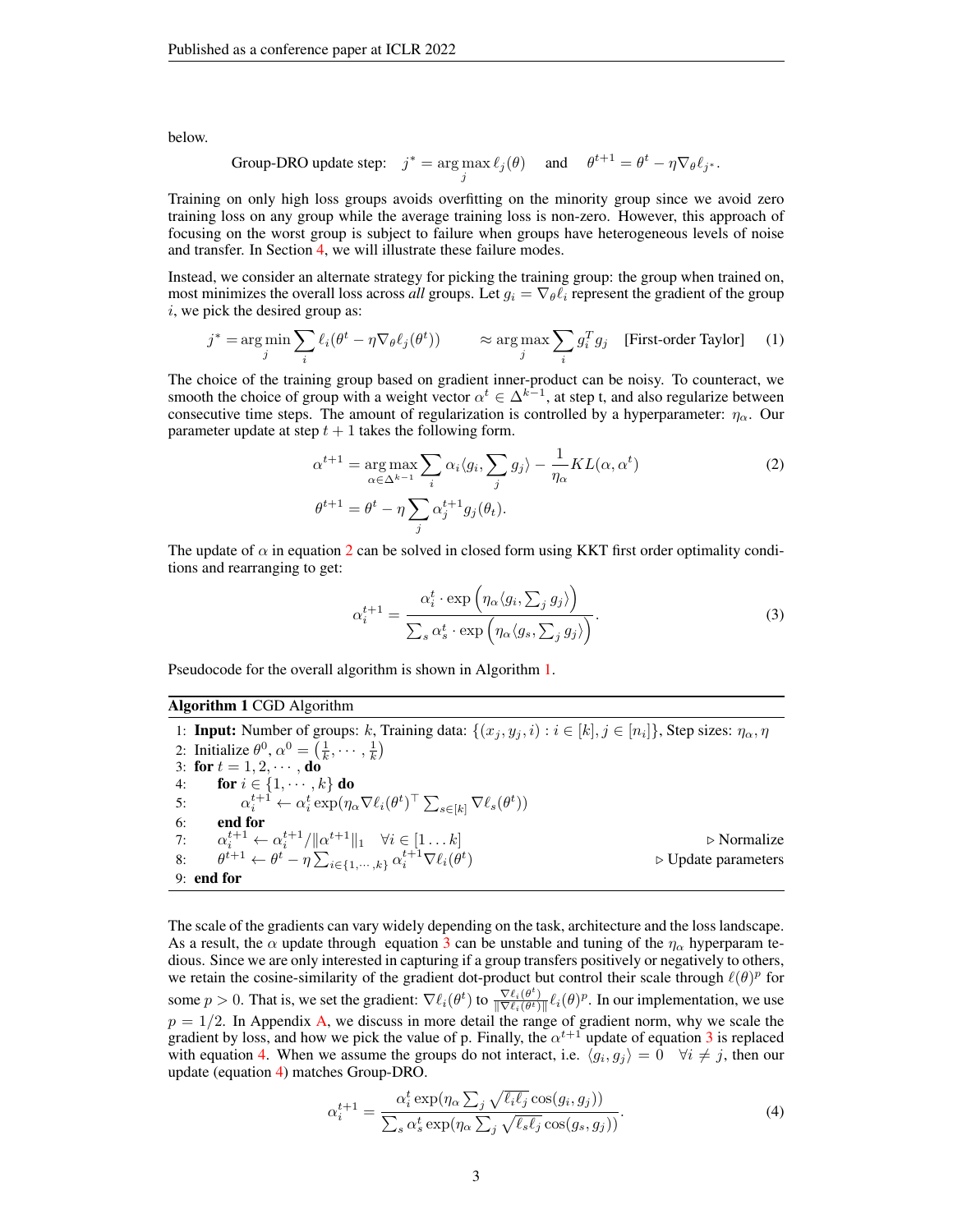below.

$$\text{Group-DRO update step:} \quad j^* = \arg\max_j \ell_j(\theta) \quad \text{and} \quad \theta^{t+1} = \theta^t - \eta \nabla_\theta \ell_{j^*}.$$

Training on only high loss groups avoids overfitting on the minority group since we avoid zero training loss on any group while the average training loss is non-zero. However, this approach of focusing on the worst group is subject to failure when groups have heterogeneous levels of noise and transfer. In Section 4, we will illustrate these failure modes.

Instead, we consider an alternate strategy for picking the training group: the group when trained on, most minimizes the overall loss across *all* groups. Let $g_i = \nabla_\theta \ell_i$ represent the gradient of the group $i$, we pick the desired group as:

$$j^* = \arg\min_j \sum_i \ell_i(\theta^t - \eta \nabla_\theta \ell_j(\theta^t)) \qquad \approx \arg\max_j \sum_i g_i^T g_j \quad \text{[First-order Taylor]} \tag{1}$$

The choice of the training group based on gradient inner-product can be noisy. To counteract, we smooth the choice of group with a weight vector $\alpha^t \in \Delta^{k-1}$, at step t, and also regularize between consecutive time steps. The amount of regularization is controlled by a hyperparameter: $\eta_\alpha$. Our parameter update at step $t+1$ takes the following form.

$$\alpha^{t+1} = \arg\max_{\alpha \in \Delta^{k-1}} \sum_i \alpha_i \langle g_i, \sum_j g_j \rangle - \frac{1}{\eta_\alpha} KL(\alpha, \alpha^t) \tag{2}$$

$$\theta^{t+1} = \theta^t - \eta \sum_j \alpha_j^{t+1} g_j(\theta_t).$$

The update of $\alpha$ in equation 2 can be solved in closed form using KKT first order optimality conditions and rearranging to get:

$$\alpha_i^{t+1} = \frac{\alpha_i^t \cdot \exp\left(\eta_\alpha \langle g_i, \sum_j g_j \rangle\right)}{\sum_s \alpha_s^t \cdot \exp\left(\eta_\alpha \langle g_s, \sum_j g_j \rangle\right)}. \tag{3}$$

Pseudocode for the overall algorithm is shown in Algorithm 1.

**Algorithm 1** CGD Algorithm

1: **Input:** Number of groups: $k$, Training data: $\{(x_j, y_j, i) : i \in [k], j \in [n_i]\}$, Step sizes: $\eta_\alpha, \eta$
2: Initialize $\theta^0$, $\alpha^0 = \left(\frac{1}{k}, \cdots, \frac{1}{k}\right)$
3: **for** $t = 1, 2, \cdots,$ **do**
4: &nbsp;&nbsp;&nbsp;&nbsp;**for** $i \in \{1, \cdots, k\}$ **do**
5: &nbsp;&nbsp;&nbsp;&nbsp;&nbsp;&nbsp;&nbsp;&nbsp;$\alpha_i^{t+1} \leftarrow \alpha_i^t \exp(\eta_\alpha \nabla \ell_i(\theta^t)^\top \sum_{s \in [k]} \nabla \ell_s(\theta^t))$
6: &nbsp;&nbsp;&nbsp;&nbsp;**end for**
7: &nbsp;&nbsp;&nbsp;&nbsp;$\alpha_i^{t+1} \leftarrow \alpha_i^{t+1} / \|\alpha^{t+1}\|_1 \quad \forall i \in [1 \ldots k]$ &nbsp;&nbsp;&nbsp;&nbsp;▷ Normalize
8: &nbsp;&nbsp;&nbsp;&nbsp;$\theta^{t+1} \leftarrow \theta^t - \eta \sum_{i \in \{1, \cdots, k\}} \alpha_i^{t+1} \nabla \ell_i(\theta^t)$ &nbsp;&nbsp;&nbsp;&nbsp;▷ Update parameters
9: **end for**

The scale of the gradients can vary widely depending on the task, architecture and the loss landscape. As a result, the $\alpha$ update through equation 3 can be unstable and tuning of the $\eta_\alpha$ hyperparam tedious. Since we are only interested in capturing if a group transfers positively or negatively to others, we retain the cosine-similarity of the gradient dot-product but control their scale through $\ell(\theta)^p$ for some $p > 0$. That is, we set the gradient: $\nabla \ell_i(\theta^t)$ to $\frac{\nabla \ell_i(\theta^t)}{\|\nabla \ell_i(\theta^t)\|} \ell_i(\theta)^p$. In our implementation, we use $p = 1/2$. In Appendix A, we discuss in more detail the range of gradient norm, why we scale the gradient by loss, and how we pick the value of p. Finally, the $\alpha^{t+1}$ update of equation 3 is replaced with equation 4. When we assume the groups do not interact, i.e. $\langle g_i, g_j \rangle = 0 \quad \forall i \neq j$, then our update (equation 4) matches Group-DRO.

$$\alpha_i^{t+1} = \frac{\alpha_i^t \exp(\eta_\alpha \sum_j \sqrt{\ell_i \ell_j} \cos(g_i, g_j))}{\sum_s \alpha_s^t \exp(\eta_\alpha \sum_j \sqrt{\ell_s \ell_j} \cos(g_s, g_j))}. \tag{4}$$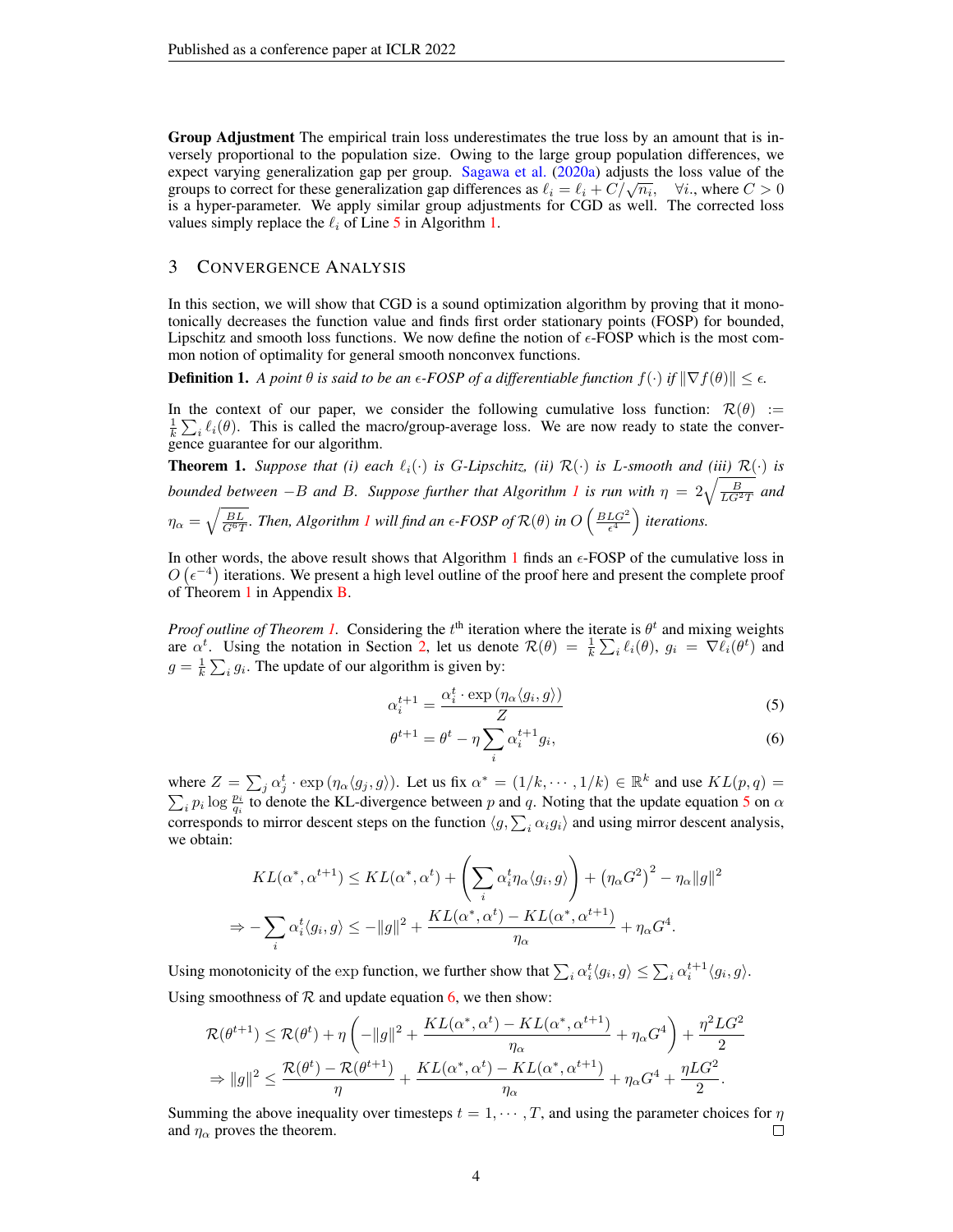**Group Adjustment** The empirical train loss underestimates the true loss by an amount that is inversely proportional to the population size. Owing to the large group population differences, we expect varying generalization gap per group. Sagawa et al. (2020a) adjusts the loss value of the groups to correct for these generalization gap differences as $\ell_i = \ell_i + C/\sqrt{n_i}, \quad \forall i.$, where $C > 0$ is a hyper-parameter. We apply similar group adjustments for CGD as well. The corrected loss values simply replace the $\ell_i$ of Line 5 in Algorithm 1.

## 3 Convergence Analysis

In this section, we will show that CGD is a sound optimization algorithm by proving that it monotonically decreases the function value and finds first order stationary points (FOSP) for bounded, Lipschitz and smooth loss functions. We now define the notion of $\epsilon$-FOSP which is the most common notion of optimality for general smooth nonconvex functions.

**Definition 1.** *A point $\theta$ is said to be an $\epsilon$-FOSP of a differentiable function $f(\cdot)$ if $\|\nabla f(\theta)\| \le \epsilon$.*

In the context of our paper, we consider the following cumulative loss function: $\mathcal{R}(\theta) := \frac{1}{k}\sum_i \ell_i(\theta)$. This is called the macro/group-average loss. We are now ready to state the convergence guarantee for our algorithm.

**Theorem 1.** *Suppose that (i) each $\ell_i(\cdot)$ is $G$-Lipschitz, (ii) $\mathcal{R}(\cdot)$ is $L$-smooth and (iii) $\mathcal{R}(\cdot)$ is bounded between $-B$ and $B$. Suppose further that Algorithm 1 is run with $\eta = 2\sqrt{\frac{B}{LG^2T}}$ and $\eta_\alpha = \sqrt{\frac{BL}{G^6 T}}$. Then, Algorithm 1 will find an $\epsilon$-FOSP of $\mathcal{R}(\theta)$ in $O\left(\frac{BLG^2}{\epsilon^4}\right)$ iterations.*

In other words, the above result shows that Algorithm 1 finds an $\epsilon$-FOSP of the cumulative loss in $O\left(\epsilon^{-4}\right)$ iterations. We present a high level outline of the proof here and present the complete proof of Theorem 1 in Appendix B.

*Proof outline of Theorem 1.* Considering the $t^{\text{th}}$ iteration where the iterate is $\theta^t$ and mixing weights are $\alpha^t$. Using the notation in Section 2, let us denote $\mathcal{R}(\theta) = \frac{1}{k}\sum_i \ell_i(\theta)$, $g_i = \nabla \ell_i(\theta^t)$ and $g = \frac{1}{k}\sum_i g_i$. The update of our algorithm is given by:

$$\alpha_i^{t+1} = \frac{\alpha_i^t \cdot \exp\left(\eta_\alpha \langle g_i, g\rangle\right)}{Z} \tag{5}$$

$$\theta^{t+1} = \theta^t - \eta \sum_i \alpha_i^{t+1} g_i, \tag{6}$$

where $Z = \sum_j \alpha_j^t \cdot \exp\left(\eta_\alpha \langle g_j, g\rangle\right)$. Let us fix $\alpha^* = (1/k, \cdots, 1/k) \in \mathbb{R}^k$ and use $KL(p,q) = \sum_i p_i \log \frac{p_i}{q_i}$ to denote the KL-divergence between $p$ and $q$. Noting that the update equation 5 on $\alpha$ corresponds to mirror descent steps on the function $\langle g, \sum_i \alpha_i g_i\rangle$ and using mirror descent analysis, we obtain:

$$\begin{aligned}
KL(\alpha^*, \alpha^{t+1}) &\le KL(\alpha^*, \alpha^t) + \left(\sum_i \alpha_i^t \eta_\alpha \langle g_i, g\rangle\right) + \left(\eta_\alpha G^2\right)^2 - \eta_\alpha \|g\|^2 \\
\Rightarrow -\sum_i \alpha_i^t \langle g_i, g\rangle &\le -\|g\|^2 + \frac{KL(\alpha^*, \alpha^t) - KL(\alpha^*, \alpha^{t+1})}{\eta_\alpha} + \eta_\alpha G^4.
\end{aligned}$$

Using monotonicity of the exp function, we further show that $\sum_i \alpha_i^t \langle g_i, g\rangle \le \sum_i \alpha_i^{t+1}\langle g_i, g\rangle$.

Using smoothness of $\mathcal{R}$ and update equation 6, we then show:

$$\begin{aligned}
\mathcal{R}(\theta^{t+1}) &\le \mathcal{R}(\theta^t) + \eta\left(-\|g\|^2 + \frac{KL(\alpha^*, \alpha^t) - KL(\alpha^*, \alpha^{t+1})}{\eta_\alpha} + \eta_\alpha G^4\right) + \frac{\eta^2 L G^2}{2} \\
\Rightarrow \|g\|^2 &\le \frac{\mathcal{R}(\theta^t) - \mathcal{R}(\theta^{t+1})}{\eta} + \frac{KL(\alpha^*, \alpha^t) - KL(\alpha^*, \alpha^{t+1})}{\eta_\alpha} + \eta_\alpha G^4 + \frac{\eta L G^2}{2}.
\end{aligned}$$

Summing the above inequality over timesteps $t = 1, \cdots, T$, and using the parameter choices for $\eta$ and $\eta_\alpha$ proves the theorem. $\square$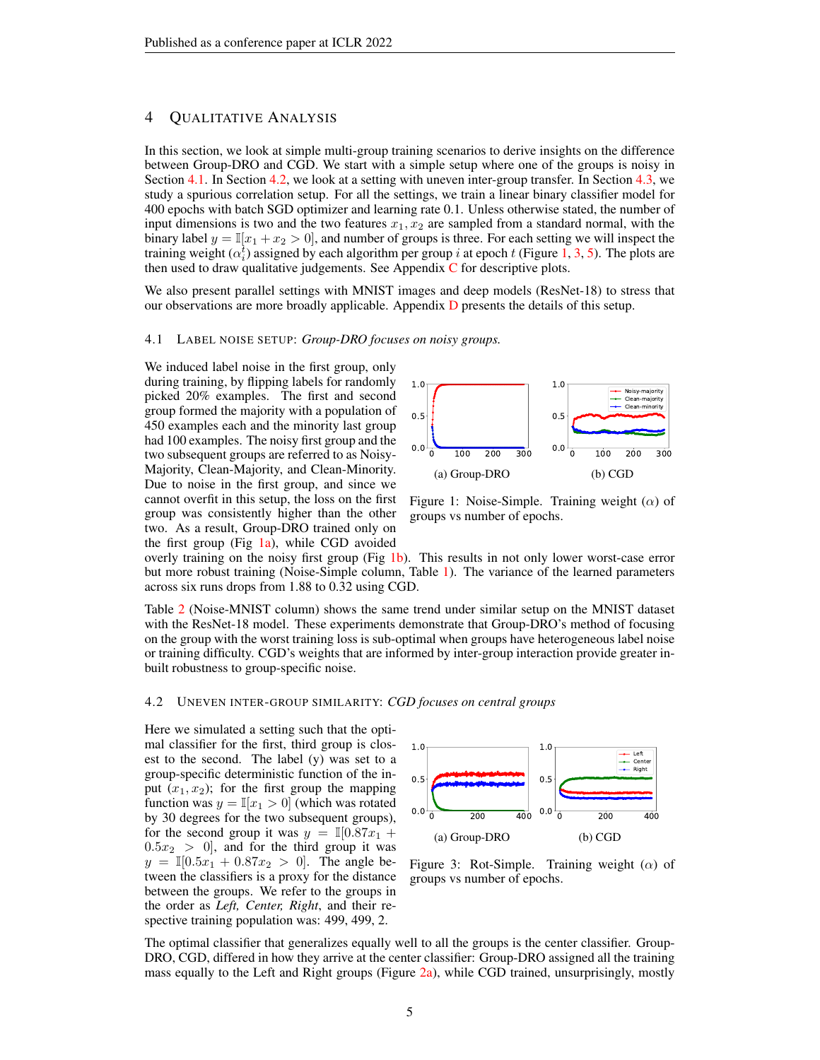## 4 Qualitative Analysis

In this section, we look at simple multi-group training scenarios to derive insights on the difference between Group-DRO and CGD. We start with a simple setup where one of the groups is noisy in Section 4.1. In Section 4.2, we look at a setting with uneven inter-group transfer. In Section 4.3, we study a spurious correlation setup. For all the settings, we train a linear binary classifier model for 400 epochs with batch SGD optimizer and learning rate 0.1. Unless otherwise stated, the number of input dimensions is two and the two features $x_1, x_2$ are sampled from a standard normal, with the binary label $y = \mathbb{I}[x_1 + x_2 > 0]$, and number of groups is three. For each setting we will inspect the training weight ($\alpha_i^t$) assigned by each algorithm per group $i$ at epoch $t$ (Figure 1, 3, 5). The plots are then used to draw qualitative judgements. See Appendix C for descriptive plots.

We also present parallel settings with MNIST images and deep models (ResNet-18) to stress that our observations are more broadly applicable. Appendix D presents the details of this setup.

### 4.1 Label noise setup: *Group-DRO focuses on noisy groups.*

We induced label noise in the first group, only during training, by flipping labels for randomly picked 20% examples. The first and second group formed the majority with a population of 450 examples each and the minority last group had 100 examples. The noisy first group and the two subsequent groups are referred to as Noisy-Majority, Clean-Majority, and Clean-Minority. Due to noise in the first group, and since we cannot overfit in this setup, the loss on the first group was consistently higher than the other two. As a result, Group-DRO trained only on the first group (Fig 1a), while CGD avoided overly training on the noisy first group (Fig 1b). This results in not only lower worst-case error but more robust training (Noise-Simple column, Table 1). The variance of the learned parameters across six runs drops from 1.88 to 0.32 using CGD.

(a) Group-DRO (b) CGD

Figure 1: Noise-Simple. Training weight ($\alpha$) of groups vs number of epochs.

Table 2 (Noise-MNIST column) shows the same trend under similar setup on the MNIST dataset with the ResNet-18 model. These experiments demonstrate that Group-DRO's method of focusing on the group with the worst training loss is sub-optimal when groups have heterogeneous label noise or training difficulty. CGD's weights that are informed by inter-group interaction provide greater in-built robustness to group-specific noise.

### 4.2 Uneven inter-group similarity: *CGD focuses on central groups*

Here we simulated a setting such that the optimal classifier for the first, third group is closest to the second. The label (y) was set to a group-specific deterministic function of the input $(x_1, x_2)$; for the first group the mapping function was $y = \mathbb{I}[x_1 > 0]$ (which was rotated by 30 degrees for the two subsequent groups), for the second group it was $y = \mathbb{I}[0.87x_1 + 0.5x_2 > 0]$, and for the third group it was $y = \mathbb{I}[0.5x_1 + 0.87x_2 > 0]$. The angle between the classifiers is a proxy for the distance between the groups. We refer to the groups in the order as *Left, Center, Right*, and their respective training population was: 499, 499, 2.

(a) Group-DRO (b) CGD

Figure 3: Rot-Simple. Training weight ($\alpha$) of groups vs number of epochs.

The optimal classifier that generalizes equally well to all the groups is the center classifier. Group-DRO, CGD, differed in how they arrive at the center classifier: Group-DRO assigned all the training mass equally to the Left and Right groups (Figure 2a), while CGD trained, unsurprisingly, mostly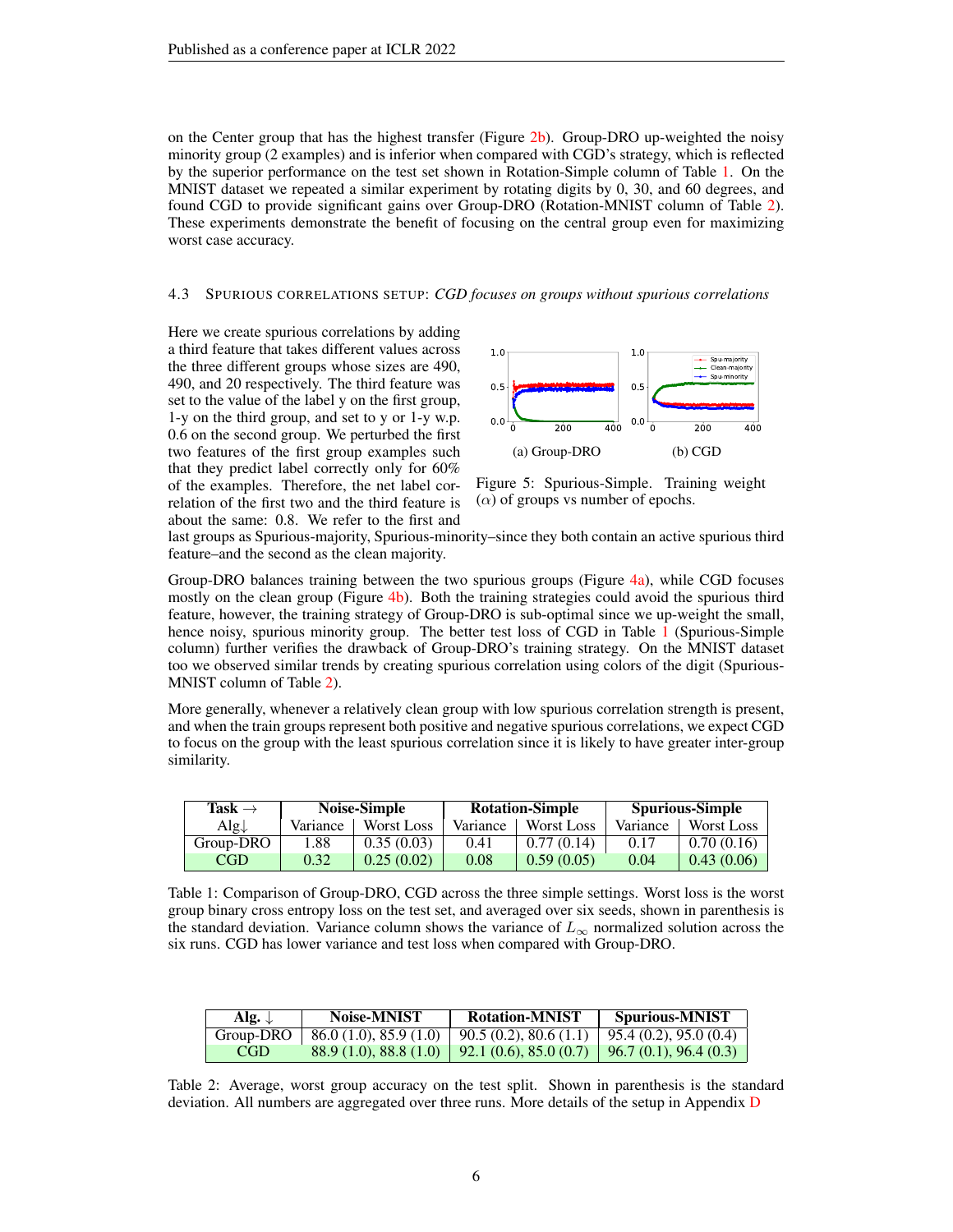on the Center group that has the highest transfer (Figure 2b). Group-DRO up-weighted the noisy minority group (2 examples) and is inferior when compared with CGD's strategy, which is reflected by the superior performance on the test set shown in Rotation-Simple column of Table 1. On the MNIST dataset we repeated a similar experiment by rotating digits by 0, 30, and 60 degrees, and found CGD to provide significant gains over Group-DRO (Rotation-MNIST column of Table 2). These experiments demonstrate the benefit of focusing on the central group even for maximizing worst case accuracy.

### 4.3 Spurious correlations setup: *CGD focuses on groups without spurious correlations*

Here we create spurious correlations by adding a third feature that takes different values across the three different groups whose sizes are 490, 490, and 20 respectively. The third feature was set to the value of the label y on the first group, 1-y on the third group, and set to y or 1-y w.p. 0.6 on the second group. We perturbed the first two features of the first group examples such that they predict label correctly only for 60% of the examples. Therefore, the net label correlation of the first two and the third feature is about the same: 0.8. We refer to the first and last groups as Spurious-majority, Spurious-minority–since they both contain an active spurious third feature–and the second as the clean majority.

(a) Group-DRO (b) CGD

Figure 5: Spurious-Simple. Training weight ($\alpha$) of groups vs number of epochs.

Group-DRO balances training between the two spurious groups (Figure 4a), while CGD focuses mostly on the clean group (Figure 4b). Both the training strategies could avoid the spurious third feature, however, the training strategy of Group-DRO is sub-optimal since we up-weight the small, hence noisy, spurious minority group. The better test loss of CGD in Table 1 (Spurious-Simple column) further verifies the drawback of Group-DRO's training strategy. On the MNIST dataset too we observed similar trends by creating spurious correlation using colors of the digit (Spurious-MNIST column of Table 2).

More generally, whenever a relatively clean group with low spurious correlation strength is present, and when the train groups represent both positive and negative spurious correlations, we expect CGD to focus on the group with the least spurious correlation since it is likely to have greater inter-group similarity.

| Task → | Noise-Simple | | Rotation-Simple | | Spurious-Simple | |
|---|---|---|---|---|---|---|
| Alg↓ | Variance | Worst Loss | Variance | Worst Loss | Variance | Worst Loss |
| Group-DRO | 1.88 | 0.35 (0.03) | 0.41 | 0.77 (0.14) | 0.17 | 0.70 (0.16) |
| CGD | 0.32 | 0.25 (0.02) | 0.08 | 0.59 (0.05) | 0.04 | 0.43 (0.06) |

Table 1: Comparison of Group-DRO, CGD across the three simple settings. Worst loss is the worst group binary cross entropy loss on the test set, and averaged over six seeds, shown in parenthesis is the standard deviation. Variance column shows the variance of $L_\infty$ normalized solution across the six runs. CGD has lower variance and test loss when compared with Group-DRO.

| Alg. ↓ | Noise-MNIST | Rotation-MNIST | Spurious-MNIST |
|---|---|---|---|
| Group-DRO | 86.0 (1.0), 85.9 (1.0) | 90.5 (0.2), 80.6 (1.1) | 95.4 (0.2), 95.0 (0.4) |
| CGD | 88.9 (1.0), 88.8 (1.0) | 92.1 (0.6), 85.0 (0.7) | 96.7 (0.1), 96.4 (0.3) |

Table 2: Average, worst group accuracy on the test split. Shown in parenthesis is the standard deviation. All numbers are aggregated over three runs. More details of the setup in Appendix D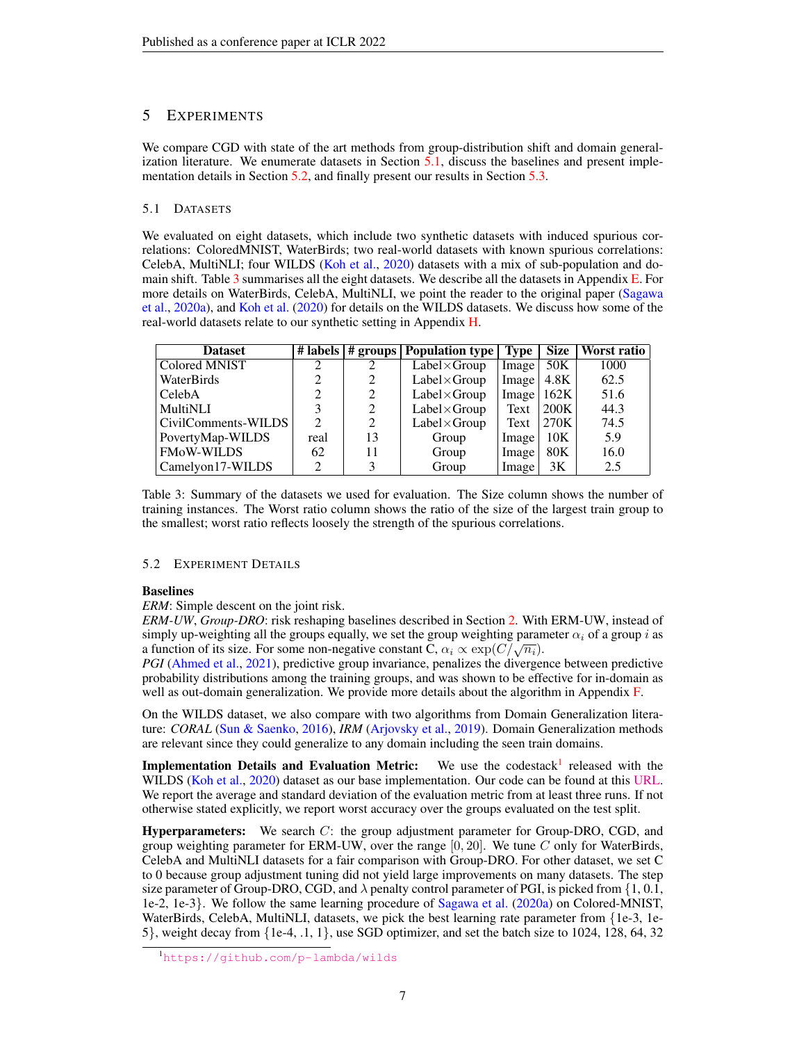## 5 Experiments

We compare CGD with state of the art methods from group-distribution shift and domain generalization literature. We enumerate datasets in Section 5.1, discuss the baselines and present implementation details in Section 5.2, and finally present our results in Section 5.3.

### 5.1 Datasets

We evaluated on eight datasets, which include two synthetic datasets with induced spurious correlations: ColoredMNIST, WaterBirds; two real-world datasets with known spurious correlations: CelebA, MultiNLI; four WILDS (Koh et al., 2020) datasets with a mix of sub-population and domain shift. Table 3 summarises all the eight datasets. We describe all the datasets in Appendix E. For more details on WaterBirds, CelebA, MultiNLI, we point the reader to the original paper (Sagawa et al., 2020a), and Koh et al. (2020) for details on the WILDS datasets. We discuss how some of the real-world datasets relate to our synthetic setting in Appendix H.

| Dataset | # labels | # groups | Population type | Type | Size | Worst ratio |
|---|---|---|---|---|---|---|
| Colored MNIST | 2 | 2 | Label×Group | Image | 50K | 1000 |
| WaterBirds | 2 | 2 | Label×Group | Image | 4.8K | 62.5 |
| CelebA | 2 | 2 | Label×Group | Image | 162K | 51.6 |
| MultiNLI | 3 | 2 | Label×Group | Text | 200K | 44.3 |
| CivilComments-WILDS | 2 | 2 | Label×Group | Text | 270K | 74.5 |
| PovertyMap-WILDS | real | 13 | Group | Image | 10K | 5.9 |
| FMoW-WILDS | 62 | 11 | Group | Image | 80K | 16.0 |
| Camelyon17-WILDS | 2 | 3 | Group | Image | 3K | 2.5 |

Table 3: Summary of the datasets we used for evaluation. The Size column shows the number of training instances. The Worst ratio column shows the ratio of the size of the largest train group to the smallest; worst ratio reflects loosely the strength of the spurious correlations.

### 5.2 Experiment Details

**Baselines**

*ERM*: Simple descent on the joint risk.

*ERM-UW*, *Group-DRO*: risk reshaping baselines described in Section 2. With ERM-UW, instead of simply up-weighting all the groups equally, we set the group weighting parameter $\alpha_i$ of a group $i$ as a function of its size. For some non-negative constant C, $\alpha_i \propto \exp(C/\sqrt{n_i})$.

*PGI* (Ahmed et al., 2021), predictive group invariance, penalizes the divergence between predictive probability distributions among the training groups, and was shown to be effective for in-domain as well as out-domain generalization. We provide more details about the algorithm in Appendix F.

On the WILDS dataset, we also compare with two algorithms from Domain Generalization literature: *CORAL* (Sun & Saenko, 2016), *IRM* (Arjovsky et al., 2019). Domain Generalization methods are relevant since they could generalize to any domain including the seen train domains.

**Implementation Details and Evaluation Metric:** We use the codestack[1] released with the WILDS (Koh et al., 2020) dataset as our base implementation. Our code can be found at this URL. We report the average and standard deviation of the evaluation metric from at least three runs. If not otherwise stated explicitly, we report worst accuracy over the groups evaluated on the test split.

**Hyperparameters:** We search $C$: the group adjustment parameter for Group-DRO, CGD, and group weighting parameter for ERM-UW, over the range $[0, 20]$. We tune $C$ only for WaterBirds, CelebA and MultiNLI datasets for a fair comparison with Group-DRO. For other dataset, we set C to 0 because group adjustment tuning did not yield large improvements on many datasets. The step size parameter of Group-DRO, CGD, and $\lambda$ penalty control parameter of PGI, is picked from {1, 0.1, 1e-2, 1e-3}. We follow the same learning procedure of Sagawa et al. (2020a) on Colored-MNIST, WaterBirds, CelebA, MultiNLI, datasets, we pick the best learning rate parameter from {1e-3, 1e-5}, weight decay from {1e-4, .1, 1}, use SGD optimizer, and set the batch size to 1024, 128, 64, 32

[1] https://github.com/p-lambda/wilds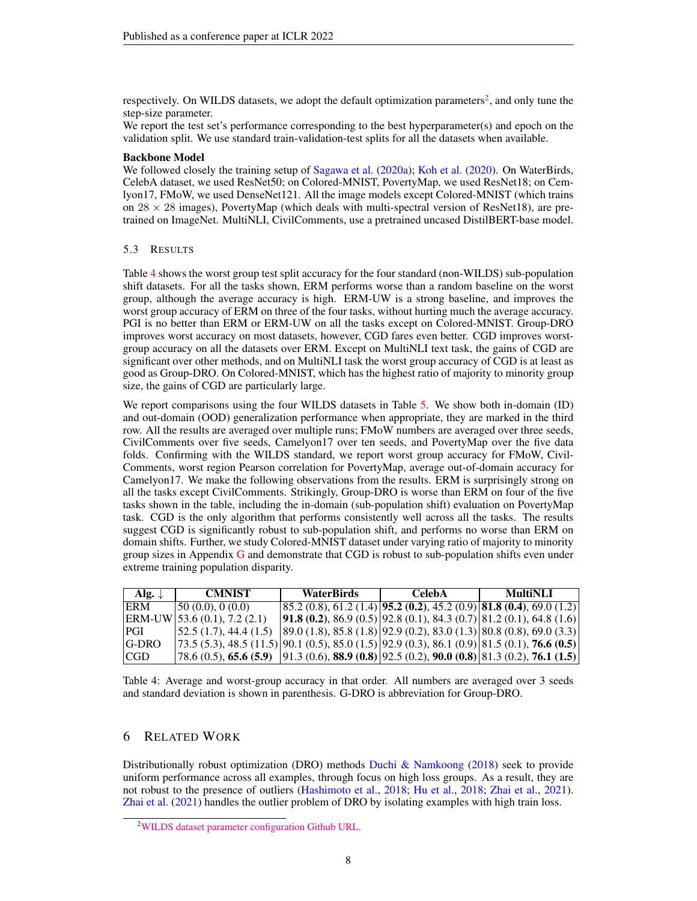respectively. On WILDS datasets, we adopt the default optimization parameters[2], and only tune the step-size parameter.
We report the test set's performance corresponding to the best hyperparameter(s) and epoch on the validation split. We use standard train-validation-test splits for all the datasets when available.

**Backbone Model**
We followed closely the training setup of Sagawa et al. (2020a); Koh et al. (2020). On WaterBirds, CelebA dataset, we used ResNet50; on Colored-MNIST, PovertyMap, we used ResNet18; on Cemlyon17, FMoW, we used DenseNet121. All the image models except Colored-MNIST (which trains on $28 \times 28$ images), PovertyMap (which deals with multi-spectral version of ResNet18), are pretrained on ImageNet. MultiNLI, CivilComments, use a pretrained uncased DistilBERT-base model.

### 5.3 Results

Table 4 shows the worst group test split accuracy for the four standard (non-WILDS) sub-population shift datasets. For all the tasks shown, ERM performs worse than a random baseline on the worst group, although the average accuracy is high. ERM-UW is a strong baseline, and improves the worst group accuracy of ERM on three of the four tasks, without hurting much the average accuracy. PGI is no better than ERM or ERM-UW on all the tasks except on Colored-MNIST. Group-DRO improves worst accuracy on most datasets, however, CGD fares even better. CGD improves worst-group accuracy on all the datasets over ERM. Except on MultiNLI text task, the gains of CGD are significant over other methods, and on MultiNLI task the worst group accuracy of CGD is at least as good as Group-DRO. On Colored-MNIST, which has the highest ratio of majority to minority group size, the gains of CGD are particularly large.

We report comparisons using the four WILDS datasets in Table 5. We show both in-domain (ID) and out-domain (OOD) generalization performance when appropriate, they are marked in the third row. All the results are averaged over multiple runs; FMoW numbers are averaged over three seeds, CivilComments over five seeds, Camelyon17 over ten seeds, and PovertyMap over the five data folds. Confirming with the WILDS standard, we report worst group accuracy for FMoW, CivilComments, worst region Pearson correlation for PovertyMap, average out-of-domain accuracy for Camelyon17. We make the following observations from the results. ERM is surprisingly strong on all the tasks except CivilComments. Strikingly, Group-DRO is worse than ERM on four of the five tasks shown in the table, including the in-domain (sub-population shift) evaluation on PovertyMap task. CGD is the only algorithm that performs consistently well across all the tasks. The results suggest CGD is significantly robust to sub-population shift, and performs no worse than ERM on domain shifts. Further, we study Colored-MNIST dataset under varying ratio of majority to minority group sizes in Appendix G and demonstrate that CGD is robust to sub-population shifts even under extreme training population disparity.

| Alg. ↓ | CMNIST | WaterBirds | CelebA | MultiNLI |
|---|---|---|---|---|
| ERM | 50 (0.0), 0 (0.0) | 85.2 (0.8), 61.2 (1.4) | **95.2 (0.2)**, 45.2 (0.9) | **81.8 (0.4)**, 69.0 (1.2) |
| ERM-UW | 53.6 (0.1), 7.2 (2.1) | **91.8 (0.2)**, 86.9 (0.5) | 92.8 (0.1), 84.3 (0.7) | 81.2 (0.1), 64.8 (1.6) |
| PGI | 52.5 (1.7), 44.4 (1.5) | 89.0 (1.8), 85.8 (1.8) | 92.9 (0.2), 83.0 (1.3) | 80.8 (0.8), 69.0 (3.3) |
| G-DRO | 73.5 (5.3), 48.5 (11.5) | 90.1 (0.5), 85.0 (1.5) | 92.9 (0.3), 86.1 (0.9) | 81.5 (0.1), **76.6 (0.5)** |
| CGD | 78.6 (0.5), **65.6 (5.9)** | 91.3 (0.6), **88.9 (0.8)** | 92.5 (0.2), **90.0 (0.8)** | 81.3 (0.2), **76.1 (1.5)** |

Table 4: Average and worst-group accuracy in that order. All numbers are averaged over 3 seeds and standard deviation is shown in parenthesis. G-DRO is abbreviation for Group-DRO.

## 6 Related Work

Distributionally robust optimization (DRO) methods Duchi & Namkoong (2018) seek to provide uniform performance across all examples, through focus on high loss groups. As a result, they are not robust to the presence of outliers (Hashimoto et al., 2018; Hu et al., 2018; Zhai et al., 2021). Zhai et al. (2021) handles the outlier problem of DRO by isolating examples with high train loss.

[2] WILDS dataset parameter configuration Github URL.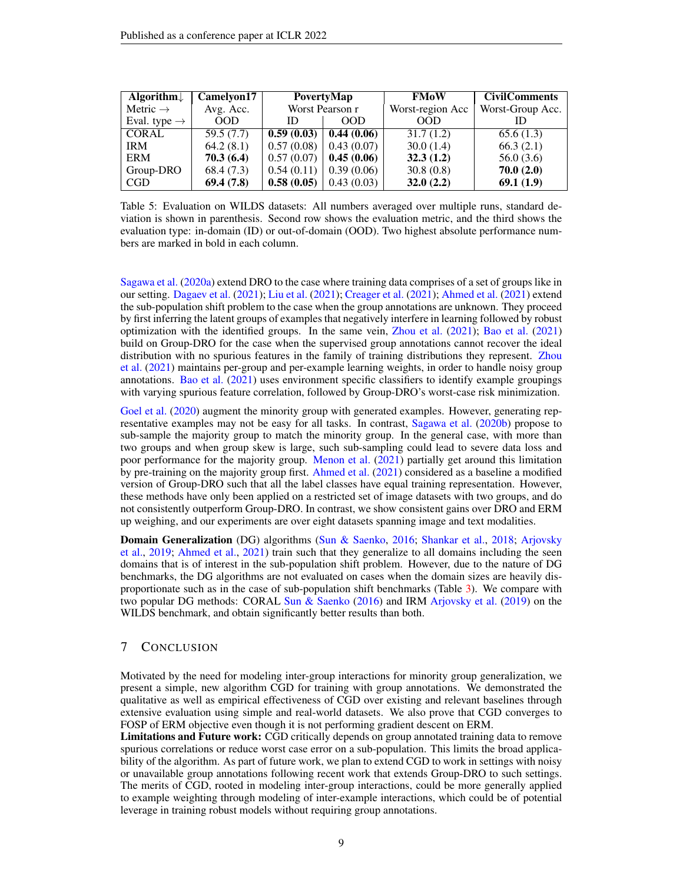| Algorithm↓ | Camelyon17 | PovertyMap | | FMoW | CivilComments |
|---|---|---|---|---|---|
| Metric → | Avg. Acc. | Worst Pearson r | | Worst-region Acc | Worst-Group Acc. |
| Eval. type → | OOD | ID | OOD | OOD | ID |
| CORAL | 59.5 (7.7) | **0.59 (0.03)** | **0.44 (0.06)** | 31.7 (1.2) | 65.6 (1.3) |
| IRM | 64.2 (8.1) | 0.57 (0.08) | 0.43 (0.07) | 30.0 (1.4) | 66.3 (2.1) |
| ERM | **70.3 (6.4)** | 0.57 (0.07) | **0.45 (0.06)** | **32.3 (1.2)** | 56.0 (3.6) |
| Group-DRO | 68.4 (7.3) | 0.54 (0.11) | 0.39 (0.06) | 30.8 (0.8) | **70.0 (2.0)** |
| CGD | **69.4 (7.8)** | **0.58 (0.05)** | 0.43 (0.03) | **32.0 (2.2)** | **69.1 (1.9)** |

Table 5: Evaluation on WILDS datasets: All numbers averaged over multiple runs, standard deviation is shown in parenthesis. Second row shows the evaluation metric, and the third shows the evaluation type: in-domain (ID) or out-of-domain (OOD). Two highest absolute performance numbers are marked in bold in each column.

Sagawa et al. (2020a) extend DRO to the case where training data comprises of a set of groups like in our setting. Dagaev et al. (2021); Liu et al. (2021); Creager et al. (2021); Ahmed et al. (2021) extend the sub-population shift problem to the case when the group annotations are unknown. They proceed by first inferring the latent groups of examples that negatively interfere in learning followed by robust optimization with the identified groups. In the same vein, Zhou et al. (2021); Bao et al. (2021) build on Group-DRO for the case when the supervised group annotations cannot recover the ideal distribution with no spurious features in the family of training distributions they represent. Zhou et al. (2021) maintains per-group and per-example learning weights, in order to handle noisy group annotations. Bao et al. (2021) uses environment specific classifiers to identify example groupings with varying spurious feature correlation, followed by Group-DRO's worst-case risk minimization.

Goel et al. (2020) augment the minority group with generated examples. However, generating representative examples may not be easy for all tasks. In contrast, Sagawa et al. (2020b) propose to sub-sample the majority group to match the minority group. In the general case, with more than two groups and when group skew is large, such sub-sampling could lead to severe data loss and poor performance for the majority group. Menon et al. (2021) partially get around this limitation by pre-training on the majority group first. Ahmed et al. (2021) considered as a baseline a modified version of Group-DRO such that all the label classes have equal training representation. However, these methods have only been applied on a restricted set of image datasets with two groups, and do not consistently outperform Group-DRO. In contrast, we show consistent gains over DRO and ERM up weighing, and our experiments are over eight datasets spanning image and text modalities.

**Domain Generalization** (DG) algorithms (Sun & Saenko, 2016; Shankar et al., 2018; Arjovsky et al., 2019; Ahmed et al., 2021) train such that they generalize to all domains including the seen domains that is of interest in the sub-population shift problem. However, due to the nature of DG benchmarks, the DG algorithms are not evaluated on cases when the domain sizes are heavily disproportionate such as in the case of sub-population shift benchmarks (Table 3). We compare with two popular DG methods: CORAL Sun & Saenko (2016) and IRM Arjovsky et al. (2019) on the WILDS benchmark, and obtain significantly better results than both.

# 7 Conclusion

Motivated by the need for modeling inter-group interactions for minority group generalization, we present a simple, new algorithm CGD for training with group annotations. We demonstrated the qualitative as well as empirical effectiveness of CGD over existing and relevant baselines through extensive evaluation using simple and real-world datasets. We also prove that CGD converges to FOSP of ERM objective even though it is not performing gradient descent on ERM.

**Limitations and Future work:** CGD critically depends on group annotated training data to remove spurious correlations or reduce worst case error on a sub-population. This limits the broad applicability of the algorithm. As part of future work, we plan to extend CGD to work in settings with noisy or unavailable group annotations following recent work that extends Group-DRO to such settings. The merits of CGD, rooted in modeling inter-group interactions, could be more generally applied to example weighting through modeling of inter-example interactions, which could be of potential leverage in training robust models without requiring group annotations.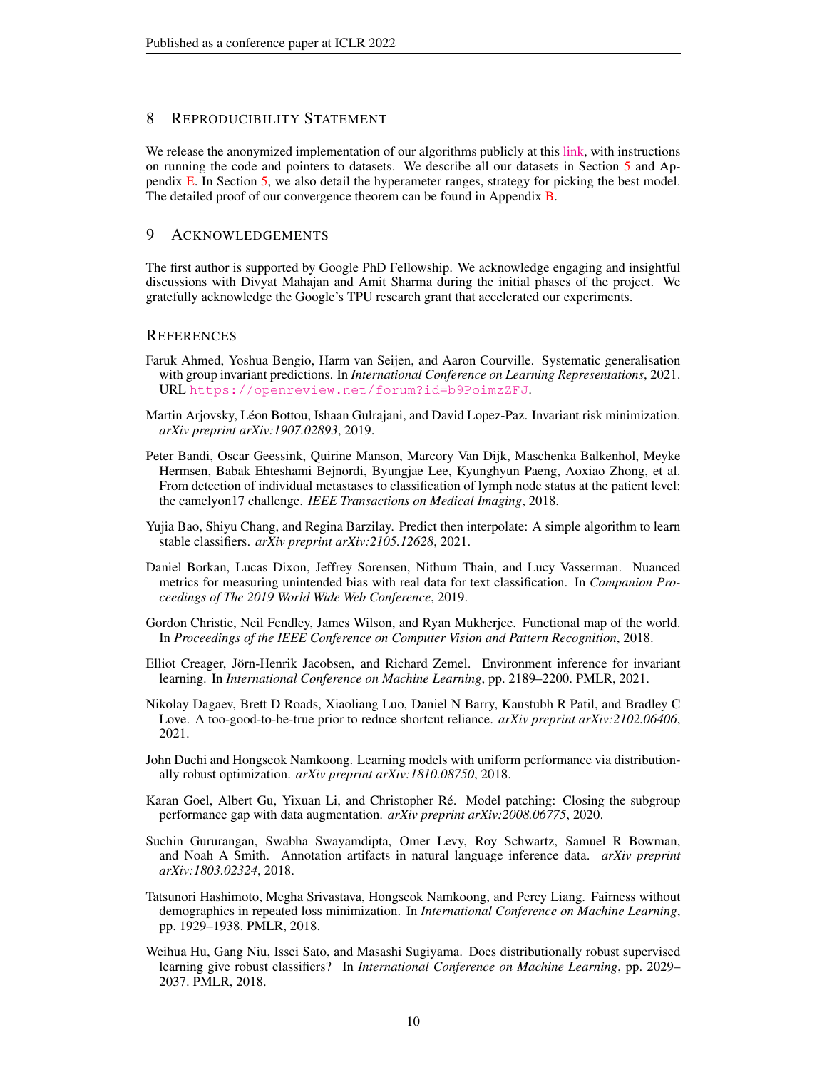## 8 Reproducibility Statement

We release the anonymized implementation of our algorithms publicly at this link, with instructions on running the code and pointers to datasets. We describe all our datasets in Section 5 and Appendix E. In Section 5, we also detail the hyperameter ranges, strategy for picking the best model. The detailed proof of our convergence theorem can be found in Appendix B.

## 9 Acknowledgements

The first author is supported by Google PhD Fellowship. We acknowledge engaging and insightful discussions with Divyat Mahajan and Amit Sharma during the initial phases of the project. We gratefully acknowledge the Google's TPU research grant that accelerated our experiments.

## References

Faruk Ahmed, Yoshua Bengio, Harm van Seijen, and Aaron Courville. Systematic generalisation with group invariant predictions. In *International Conference on Learning Representations*, 2021. URL https://openreview.net/forum?id=b9PoimzZFJ.

Martin Arjovsky, Léon Bottou, Ishaan Gulrajani, and David Lopez-Paz. Invariant risk minimization. *arXiv preprint arXiv:1907.02893*, 2019.

Peter Bandi, Oscar Geessink, Quirine Manson, Marcory Van Dijk, Maschenka Balkenhol, Meyke Hermsen, Babak Ehteshami Bejnordi, Byungjae Lee, Kyunghyun Paeng, Aoxiao Zhong, et al. From detection of individual metastases to classification of lymph node status at the patient level: the camelyon17 challenge. *IEEE Transactions on Medical Imaging*, 2018.

Yujia Bao, Shiyu Chang, and Regina Barzilay. Predict then interpolate: A simple algorithm to learn stable classifiers. *arXiv preprint arXiv:2105.12628*, 2021.

Daniel Borkan, Lucas Dixon, Jeffrey Sorensen, Nithum Thain, and Lucy Vasserman. Nuanced metrics for measuring unintended bias with real data for text classification. In *Companion Proceedings of The 2019 World Wide Web Conference*, 2019.

Gordon Christie, Neil Fendley, James Wilson, and Ryan Mukherjee. Functional map of the world. In *Proceedings of the IEEE Conference on Computer Vision and Pattern Recognition*, 2018.

Elliot Creager, Jörn-Henrik Jacobsen, and Richard Zemel. Environment inference for invariant learning. In *International Conference on Machine Learning*, pp. 2189–2200. PMLR, 2021.

Nikolay Dagaev, Brett D Roads, Xiaoliang Luo, Daniel N Barry, Kaustubh R Patil, and Bradley C Love. A too-good-to-be-true prior to reduce shortcut reliance. *arXiv preprint arXiv:2102.06406*, 2021.

John Duchi and Hongseok Namkoong. Learning models with uniform performance via distributionally robust optimization. *arXiv preprint arXiv:1810.08750*, 2018.

Karan Goel, Albert Gu, Yixuan Li, and Christopher Ré. Model patching: Closing the subgroup performance gap with data augmentation. *arXiv preprint arXiv:2008.06775*, 2020.

Suchin Gururangan, Swabha Swayamdipta, Omer Levy, Roy Schwartz, Samuel R Bowman, and Noah A Smith. Annotation artifacts in natural language inference data. *arXiv preprint arXiv:1803.02324*, 2018.

Tatsunori Hashimoto, Megha Srivastava, Hongseok Namkoong, and Percy Liang. Fairness without demographics in repeated loss minimization. In *International Conference on Machine Learning*, pp. 1929–1938. PMLR, 2018.

Weihua Hu, Gang Niu, Issei Sato, and Masashi Sugiyama. Does distributionally robust supervised learning give robust classifiers? In *International Conference on Machine Learning*, pp. 2029–2037. PMLR, 2018.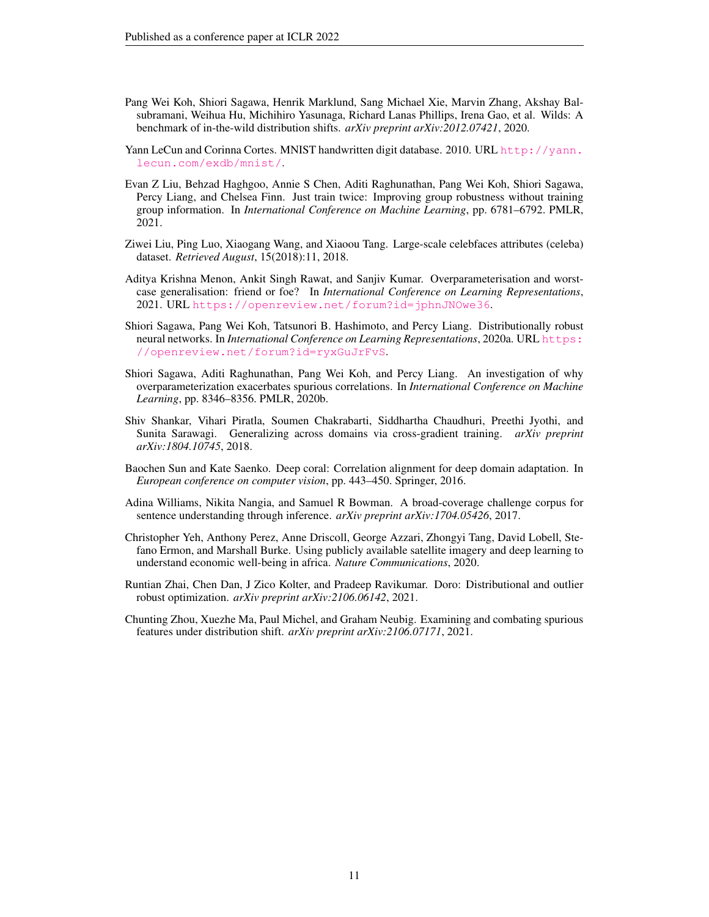Pang Wei Koh, Shiori Sagawa, Henrik Marklund, Sang Michael Xie, Marvin Zhang, Akshay Balsubramani, Weihua Hu, Michihiro Yasunaga, Richard Lanas Phillips, Irena Gao, et al. Wilds: A benchmark of in-the-wild distribution shifts. *arXiv preprint arXiv:2012.07421*, 2020.

Yann LeCun and Corinna Cortes. MNIST handwritten digit database. 2010. URL http://yann.lecun.com/exdb/mnist/.

Evan Z Liu, Behzad Haghgoo, Annie S Chen, Aditi Raghunathan, Pang Wei Koh, Shiori Sagawa, Percy Liang, and Chelsea Finn. Just train twice: Improving group robustness without training group information. In *International Conference on Machine Learning*, pp. 6781–6792. PMLR, 2021.

Ziwei Liu, Ping Luo, Xiaogang Wang, and Xiaoou Tang. Large-scale celebfaces attributes (celeba) dataset. *Retrieved August*, 15(2018):11, 2018.

Aditya Krishna Menon, Ankit Singh Rawat, and Sanjiv Kumar. Overparameterisation and worst-case generalisation: friend or foe? In *International Conference on Learning Representations*, 2021. URL https://openreview.net/forum?id=jphnJNOwe36.

Shiori Sagawa, Pang Wei Koh, Tatsunori B. Hashimoto, and Percy Liang. Distributionally robust neural networks. In *International Conference on Learning Representations*, 2020a. URL https://openreview.net/forum?id=ryxGuJrFvS.

Shiori Sagawa, Aditi Raghunathan, Pang Wei Koh, and Percy Liang. An investigation of why overparameterization exacerbates spurious correlations. In *International Conference on Machine Learning*, pp. 8346–8356. PMLR, 2020b.

Shiv Shankar, Vihari Piratla, Soumen Chakrabarti, Siddhartha Chaudhuri, Preethi Jyothi, and Sunita Sarawagi. Generalizing across domains via cross-gradient training. *arXiv preprint arXiv:1804.10745*, 2018.

Baochen Sun and Kate Saenko. Deep coral: Correlation alignment for deep domain adaptation. In *European conference on computer vision*, pp. 443–450. Springer, 2016.

Adina Williams, Nikita Nangia, and Samuel R Bowman. A broad-coverage challenge corpus for sentence understanding through inference. *arXiv preprint arXiv:1704.05426*, 2017.

Christopher Yeh, Anthony Perez, Anne Driscoll, George Azzari, Zhongyi Tang, David Lobell, Stefano Ermon, and Marshall Burke. Using publicly available satellite imagery and deep learning to understand economic well-being in africa. *Nature Communications*, 2020.

Runtian Zhai, Chen Dan, J Zico Kolter, and Pradeep Ravikumar. Doro: Distributional and outlier robust optimization. *arXiv preprint arXiv:2106.06142*, 2021.

Chunting Zhou, Xuezhe Ma, Paul Michel, and Graham Neubig. Examining and combating spurious features under distribution shift. *arXiv preprint arXiv:2106.07171*, 2021.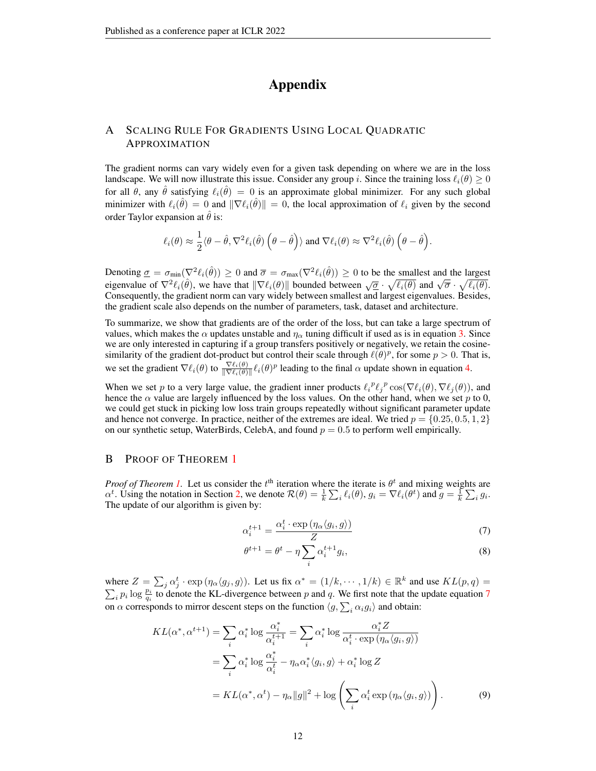# Appendix

## A Scaling Rule For Gradients Using Local Quadratic Approximation

The gradient norms can vary widely even for a given task depending on where we are in the loss landscape. We will now illustrate this issue. Consider any group $i$. Since the training loss $\ell_i(\theta) \geq 0$ for all $\theta$, any $\hat{\theta}$ satisfying $\ell_i(\hat{\theta}) = 0$ is an approximate global minimizer. For any such global minimizer with $\ell_i(\hat{\theta}) = 0$ and $\|\nabla \ell_i(\hat{\theta})\| = 0$, the local approximation of $\ell_i$ given by the second order Taylor expansion at $\hat{\theta}$ is:

$$\ell_i(\theta) \approx \frac{1}{2}\langle \theta - \hat{\theta}, \nabla^2 \ell_i(\hat{\theta})\left(\theta - \hat{\theta}\right)\rangle \text{ and } \nabla \ell_i(\theta) \approx \nabla^2 \ell_i(\hat{\theta})\left(\theta - \hat{\theta}\right).$$

Denoting $\underline{\sigma} = \sigma_{\min}(\nabla^2 \ell_i(\hat{\theta})) \geq 0$ and $\overline{\sigma} = \sigma_{\max}(\nabla^2 \ell_i(\hat{\theta})) \geq 0$ to be the smallest and the largest eigenvalue of $\nabla^2 \ell_i(\hat{\theta})$, we have that $\|\nabla \ell_i(\theta)\|$ bounded between $\sqrt{\underline{\sigma}} \cdot \sqrt{\ell_i(\theta)}$ and $\sqrt{\overline{\sigma}} \cdot \sqrt{\ell_i(\theta)}$. Consequently, the gradient norm can vary widely between smallest and largest eigenvalues. Besides, the gradient scale also depends on the number of parameters, task, dataset and architecture.

To summarize, we show that gradients are of the order of the loss, but can take a large spectrum of values, which makes the $\alpha$ updates unstable and $\eta_\alpha$ tuning difficult if used as is in equation 3. Since we are only interested in capturing if a group transfers positively or negatively, we retain the cosine-similarity of the gradient dot-product but control their scale through $\ell(\theta)^p$, for some $p > 0$. That is, we set the gradient $\nabla \ell_i(\theta)$ to $\frac{\nabla \ell_i(\theta)}{\|\nabla \ell_i(\theta)\|}\ell_i(\theta)^p$ leading to the final $\alpha$ update shown in equation 4.

When we set $p$ to a very large value, the gradient inner products ${\ell_i}^p {\ell_j}^p \cos(\nabla \ell_i(\theta), \nabla \ell_j(\theta))$, and hence the $\alpha$ value are largely influenced by the loss values. On the other hand, when we set $p$ to 0, we could get stuck in picking low loss train groups repeatedly without significant parameter update and hence not converge. In practice, neither of the extremes are ideal. We tried $p = \{0.25, 0.5, 1, 2\}$ on our synthetic setup, WaterBirds, CelebA, and found $p = 0.5$ to perform well empirically.

## B Proof Of Theorem 1

*Proof of Theorem 1.* Let us consider the $t^{\text{th}}$ iteration where the iterate is $\theta^t$ and mixing weights are $\alpha^t$. Using the notation in Section 2, we denote $\mathcal{R}(\theta) = \frac{1}{k}\sum_i \ell_i(\theta)$, $g_i = \nabla \ell_i(\theta^t)$ and $g = \frac{1}{k}\sum_i g_i$. The update of our algorithm is given by:

$$\alpha_i^{t+1} = \frac{\alpha_i^t \cdot \exp\left(\eta_\alpha \langle g_i, g\rangle\right)}{Z} \tag{7}$$

$$\theta^{t+1} = \theta^t - \eta \sum_i \alpha_i^{t+1} g_i, \tag{8}$$

where $Z = \sum_j \alpha_j^t \cdot \exp\left(\eta_\alpha \langle g_j, g\rangle\right)$. Let us fix $\alpha^* = (1/k, \cdots, 1/k) \in \mathbb{R}^k$ and use $KL(p,q) = \sum_i p_i \log \frac{p_i}{q_i}$ to denote the KL-divergence between $p$ and $q$. We first note that the update equation 7 on $\alpha$ corresponds to mirror descent steps on the function $\langle g, \sum_i \alpha_i g_i\rangle$ and obtain:

$$\begin{aligned}
KL(\alpha^*, \alpha^{t+1}) &= \sum_i \alpha_i^* \log \frac{\alpha_i^*}{\alpha_i^{t+1}} = \sum_i \alpha_i^* \log \frac{\alpha_i^* Z}{\alpha_i^t \cdot \exp\left(\eta_\alpha \langle g_i, g\rangle\right)} \\
&= \sum_i \alpha_i^* \log \frac{\alpha_i^*}{\alpha_i^t} - \eta_\alpha \alpha_i^* \langle g_i, g\rangle + \alpha_i^* \log Z \\
&= KL(\alpha^*, \alpha^t) - \eta_\alpha \|g\|^2 + \log\left(\sum_i \alpha_i^t \exp\left(\eta_\alpha \langle g_i, g\rangle\right)\right).
\end{aligned} \tag{9}$$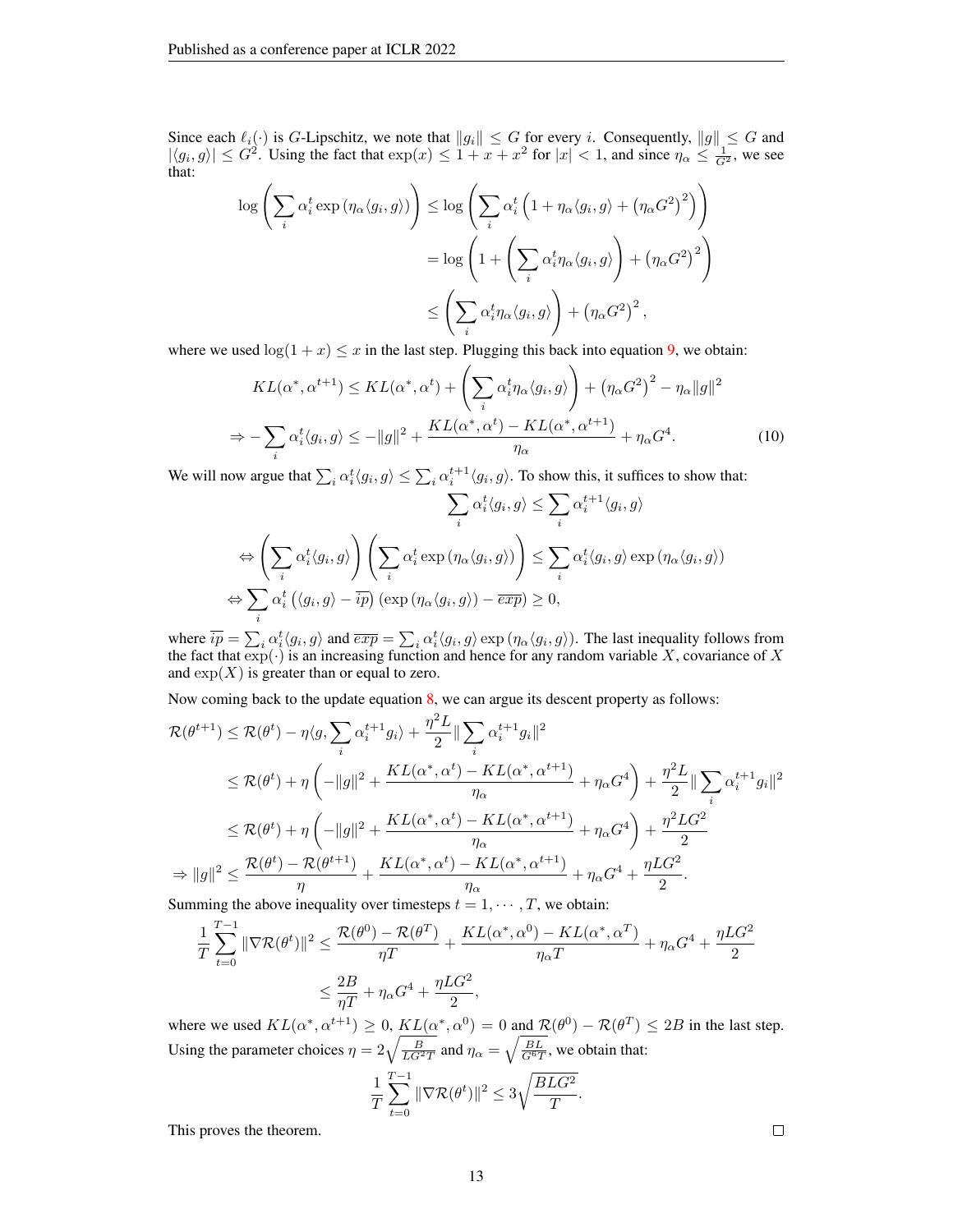Since each $\ell_i(\cdot)$ is $G$-Lipschitz, we note that $\|g_i\| \leq G$ for every $i$. Consequently, $\|g\| \leq G$ and $|\langle g_i, g\rangle| \leq G^2$. Using the fact that $\exp(x) \leq 1 + x + x^2$ for $|x| < 1$, and since $\eta_\alpha \leq \frac{1}{G^2}$, we see that:

$$
\begin{aligned}
\log\left(\sum_i \alpha_i^t \exp\left(\eta_\alpha \langle g_i, g\rangle\right)\right) &\leq \log\left(\sum_i \alpha_i^t \left(1 + \eta_\alpha \langle g_i, g\rangle + \left(\eta_\alpha G^2\right)^2\right)\right) \\
&= \log\left(1 + \left(\sum_i \alpha_i^t \eta_\alpha \langle g_i, g\rangle\right) + \left(\eta_\alpha G^2\right)^2\right) \\
&\leq \left(\sum_i \alpha_i^t \eta_\alpha \langle g_i, g\rangle\right) + \left(\eta_\alpha G^2\right)^2,
\end{aligned}
$$

where we used $\log(1+x) \leq x$ in the last step. Plugging this back into equation 9, we obtain:

$$
\begin{aligned}
KL(\alpha^*, \alpha^{t+1}) &\leq KL(\alpha^*, \alpha^t) + \left(\sum_i \alpha_i^t \eta_\alpha \langle g_i, g\rangle\right) + \left(\eta_\alpha G^2\right)^2 - \eta_\alpha \|g\|^2 \\
\Rightarrow -\sum_i \alpha_i^t \langle g_i, g\rangle &\leq -\|g\|^2 + \frac{KL(\alpha^*, \alpha^t) - KL(\alpha^*, \alpha^{t+1})}{\eta_\alpha} + \eta_\alpha G^4. \qquad (10)
\end{aligned}
$$

We will now argue that $\sum_i \alpha_i^t \langle g_i, g\rangle \leq \sum_i \alpha_i^{t+1} \langle g_i, g\rangle$. To show this, it suffices to show that:

$$
\begin{aligned}
&\sum_i \alpha_i^t \langle g_i, g\rangle \leq \sum_i \alpha_i^{t+1} \langle g_i, g\rangle \\
\Leftrightarrow &\left(\sum_i \alpha_i^t \langle g_i, g\rangle\right)\left(\sum_i \alpha_i^t \exp\left(\eta_\alpha \langle g_i, g\rangle\right)\right) \leq \sum_i \alpha_i^t \langle g_i, g\rangle \exp\left(\eta_\alpha \langle g_i, g\rangle\right) \\
\Leftrightarrow &\sum_i \alpha_i^t \left(\langle g_i, g\rangle - \overline{ip}\right)\left(\exp\left(\eta_\alpha \langle g_i, g\rangle\right) - \overline{exp}\right) \geq 0,
\end{aligned}
$$

where $\overline{ip} = \sum_i \alpha_i^t \langle g_i, g\rangle$ and $\overline{exp} = \sum_i \alpha_i^t \langle g_i, g\rangle \exp\left(\eta_\alpha \langle g_i, g\rangle\right)$. The last inequality follows from the fact that $\exp(\cdot)$ is an increasing function and hence for any random variable $X$, covariance of $X$ and $\exp(X)$ is greater than or equal to zero.

Now coming back to the update equation 8, we can argue its descent property as follows:

$$
\begin{aligned}
\mathcal{R}(\theta^{t+1}) &\leq \mathcal{R}(\theta^t) - \eta\langle g, \sum_i \alpha_i^{t+1} g_i\rangle + \frac{\eta^2 L}{2}\|\sum_i \alpha_i^{t+1} g_i\|^2 \\
&\leq \mathcal{R}(\theta^t) + \eta\left(-\|g\|^2 + \frac{KL(\alpha^*, \alpha^t) - KL(\alpha^*, \alpha^{t+1})}{\eta_\alpha} + \eta_\alpha G^4\right) + \frac{\eta^2 L}{2}\|\sum_i \alpha_i^{t+1} g_i\|^2 \\
&\leq \mathcal{R}(\theta^t) + \eta\left(-\|g\|^2 + \frac{KL(\alpha^*, \alpha^t) - KL(\alpha^*, \alpha^{t+1})}{\eta_\alpha} + \eta_\alpha G^4\right) + \frac{\eta^2 L G^2}{2} \\
\Rightarrow \|g\|^2 &\leq \frac{\mathcal{R}(\theta^t) - \mathcal{R}(\theta^{t+1})}{\eta} + \frac{KL(\alpha^*, \alpha^t) - KL(\alpha^*, \alpha^{t+1})}{\eta_\alpha} + \eta_\alpha G^4 + \frac{\eta L G^2}{2}.
\end{aligned}
$$

Summing the above inequality over timesteps $t = 1, \cdots, T$, we obtain:

$$
\begin{aligned}
\frac{1}{T}\sum_{t=0}^{T-1} \|\nabla \mathcal{R}(\theta^t)\|^2 &\leq \frac{\mathcal{R}(\theta^0) - \mathcal{R}(\theta^T)}{\eta T} + \frac{KL(\alpha^*, \alpha^0) - KL(\alpha^*, \alpha^T)}{\eta_\alpha T} + \eta_\alpha G^4 + \frac{\eta L G^2}{2} \\
&\leq \frac{2B}{\eta T} + \eta_\alpha G^4 + \frac{\eta L G^2}{2},
\end{aligned}
$$

where we used $KL(\alpha^*, \alpha^{t+1}) \geq 0$, $KL(\alpha^*, \alpha^0) = 0$ and $\mathcal{R}(\theta^0) - \mathcal{R}(\theta^T) \leq 2B$ in the last step. Using the parameter choices $\eta = 2\sqrt{\frac{B}{LG^2T}}$ and $\eta_\alpha = \sqrt{\frac{BL}{G^6 T}}$, we obtain that:

$$
\frac{1}{T}\sum_{t=0}^{T-1} \|\nabla \mathcal{R}(\theta^t)\|^2 \leq 3\sqrt{\frac{BLG^2}{T}}.
$$

This proves the theorem. $\square$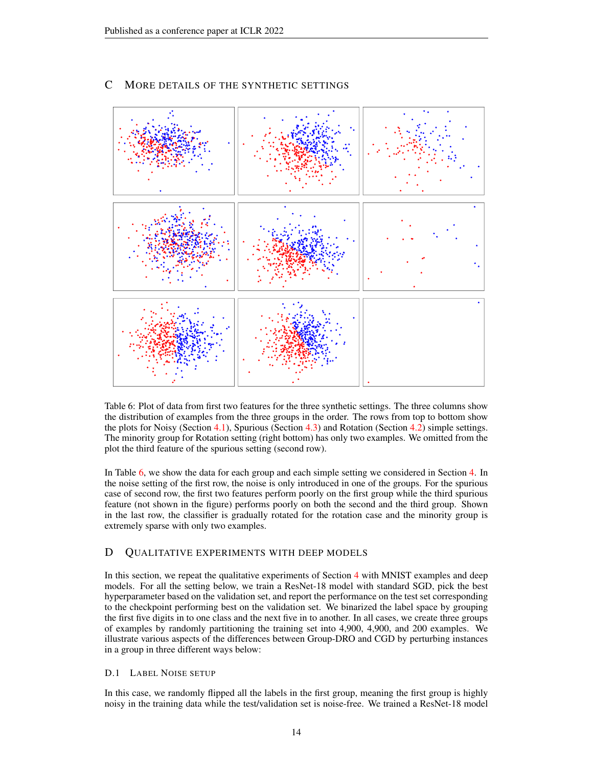## C More details of the synthetic settings

Table 6: Plot of data from first two features for the three synthetic settings. The three columns show the distribution of examples from the three groups in the order. The rows from top to bottom show the plots for Noisy (Section 4.1), Spurious (Section 4.3) and Rotation (Section 4.2) simple settings. The minority group for Rotation setting (right bottom) has only two examples. We omitted from the plot the third feature of the spurious setting (second row).

In Table 6, we show the data for each group and each simple setting we considered in Section 4. In the noise setting of the first row, the noise is only introduced in one of the groups. For the spurious case of second row, the first two features perform poorly on the first group while the third spurious feature (not shown in the figure) performs poorly on both the second and the third group. Shown in the last row, the classifier is gradually rotated for the rotation case and the minority group is extremely sparse with only two examples.

## D Qualitative experiments with deep models

In this section, we repeat the qualitative experiments of Section 4 with MNIST examples and deep models. For all the setting below, we train a ResNet-18 model with standard SGD, pick the best hyperparameter based on the validation set, and report the performance on the test set corresponding to the checkpoint performing best on the validation set. We binarized the label space by grouping the first five digits in to one class and the next five in to another. In all cases, we create three groups of examples by randomly partitioning the training set into 4,900, 4,900, and 200 examples. We illustrate various aspects of the differences between Group-DRO and CGD by perturbing instances in a group in three different ways below:

### D.1 Label Noise setup

In this case, we randomly flipped all the labels in the first group, meaning the first group is highly noisy in the training data while the test/validation set is noise-free. We trained a ResNet-18 model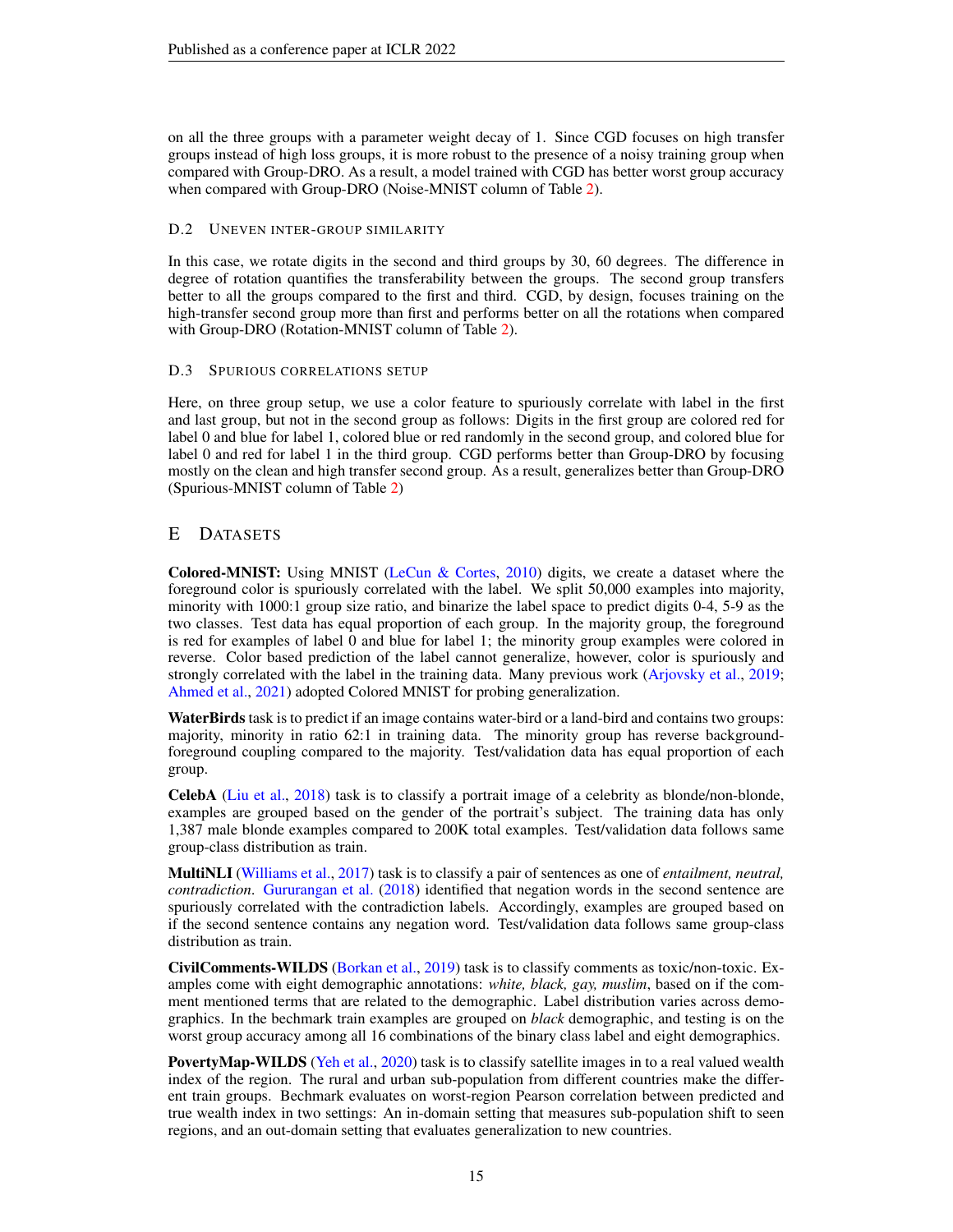on all the three groups with a parameter weight decay of 1. Since CGD focuses on high transfer groups instead of high loss groups, it is more robust to the presence of a noisy training group when compared with Group-DRO. As a result, a model trained with CGD has better worst group accuracy when compared with Group-DRO (Noise-MNIST column of Table 2).

### D.2 Uneven inter-group similarity

In this case, we rotate digits in the second and third groups by 30, 60 degrees. The difference in degree of rotation quantifies the transferability between the groups. The second group transfers better to all the groups compared to the first and third. CGD, by design, focuses training on the high-transfer second group more than first and performs better on all the rotations when compared with Group-DRO (Rotation-MNIST column of Table 2).

### D.3 Spurious correlations setup

Here, on three group setup, we use a color feature to spuriously correlate with label in the first and last group, but not in the second group as follows: Digits in the first group are colored red for label 0 and blue for label 1, colored blue or red randomly in the second group, and colored blue for label 0 and red for label 1 in the third group. CGD performs better than Group-DRO by focusing mostly on the clean and high transfer second group. As a result, generalizes better than Group-DRO (Spurious-MNIST column of Table 2)

## E Datasets

**Colored-MNIST:** Using MNIST (LeCun & Cortes, 2010) digits, we create a dataset where the foreground color is spuriously correlated with the label. We split 50,000 examples into majority, minority with 1000:1 group size ratio, and binarize the label space to predict digits 0-4, 5-9 as the two classes. Test data has equal proportion of each group. In the majority group, the foreground is red for examples of label 0 and blue for label 1; the minority group examples were colored in reverse. Color based prediction of the label cannot generalize, however, color is spuriously and strongly correlated with the label in the training data. Many previous work (Arjovsky et al., 2019; Ahmed et al., 2021) adopted Colored MNIST for probing generalization.

**WaterBirds** task is to predict if an image contains water-bird or a land-bird and contains two groups: majority, minority in ratio 62:1 in training data. The minority group has reverse background-foreground coupling compared to the majority. Test/validation data has equal proportion of each group.

**CelebA** (Liu et al., 2018) task is to classify a portrait image of a celebrity as blonde/non-blonde, examples are grouped based on the gender of the portrait's subject. The training data has only 1,387 male blonde examples compared to 200K total examples. Test/validation data follows same group-class distribution as train.

**MultiNLI** (Williams et al., 2017) task is to classify a pair of sentences as one of *entailment, neutral, contradiction*. Gururangan et al. (2018) identified that negation words in the second sentence are spuriously correlated with the contradiction labels. Accordingly, examples are grouped based on if the second sentence contains any negation word. Test/validation data follows same group-class distribution as train.

**CivilComments-WILDS** (Borkan et al., 2019) task is to classify comments as toxic/non-toxic. Examples come with eight demographic annotations: *white, black, gay, muslim*, based on if the comment mentioned terms that are related to the demographic. Label distribution varies across demographics. In the bechmark train examples are grouped on *black* demographic, and testing is on the worst group accuracy among all 16 combinations of the binary class label and eight demographics.

**PovertyMap-WILDS** (Yeh et al., 2020) task is to classify satellite images in to a real valued wealth index of the region. The rural and urban sub-population from different countries make the different train groups. Bechmark evaluates on worst-region Pearson correlation between predicted and true wealth index in two settings: An in-domain setting that measures sub-population shift to seen regions, and an out-domain setting that evaluates generalization to new countries.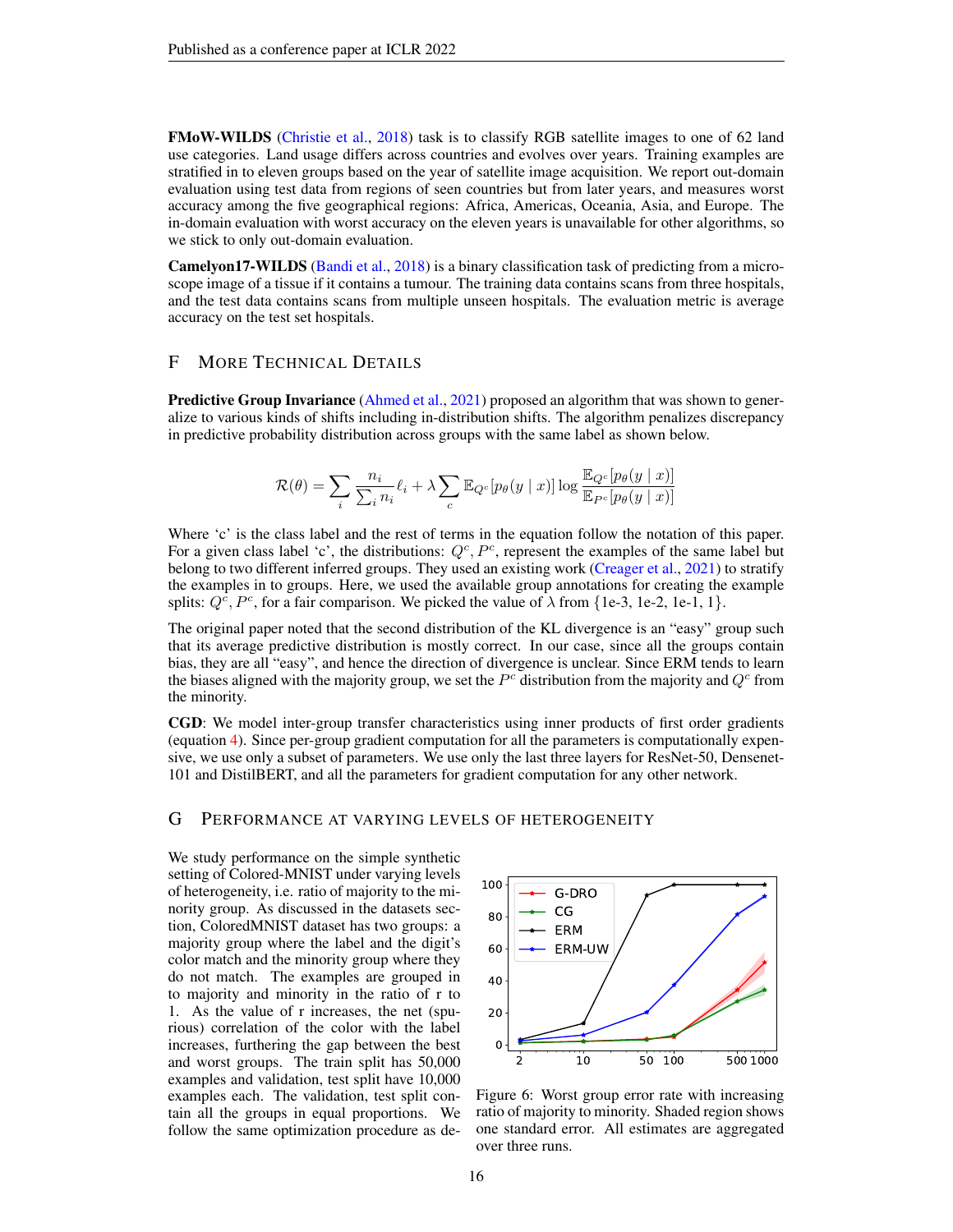**FMoW-WILDS** (Christie et al., 2018) task is to classify RGB satellite images to one of 62 land use categories. Land usage differs across countries and evolves over years. Training examples are stratified in to eleven groups based on the year of satellite image acquisition. We report out-domain evaluation using test data from regions of seen countries but from later years, and measures worst accuracy among the five geographical regions: Africa, Americas, Oceania, Asia, and Europe. The in-domain evaluation with worst accuracy on the eleven years is unavailable for other algorithms, so we stick to only out-domain evaluation.

**Camelyon17-WILDS** (Bandi et al., 2018) is a binary classification task of predicting from a microscope image of a tissue if it contains a tumour. The training data contains scans from three hospitals, and the test data contains scans from multiple unseen hospitals. The evaluation metric is average accuracy on the test set hospitals.

# F More Technical Details

**Predictive Group Invariance** (Ahmed et al., 2021) proposed an algorithm that was shown to generalize to various kinds of shifts including in-distribution shifts. The algorithm penalizes discrepancy in predictive probability distribution across groups with the same label as shown below.

$$\mathcal{R}(\theta) = \sum_i \frac{n_i}{\sum_i n_i} \ell_i + \lambda \sum_c \mathbb{E}_{Q^c}[p_\theta(y \mid x)] \log \frac{\mathbb{E}_{Q^c}[p_\theta(y \mid x)]}{\mathbb{E}_{P^c}[p_\theta(y \mid x)]}$$

Where 'c' is the class label and the rest of terms in the equation follow the notation of this paper. For a given class label 'c', the distributions: $Q^c, P^c$, represent the examples of the same label but belong to two different inferred groups. They used an existing work (Creager et al., 2021) to stratify the examples in to groups. Here, we used the available group annotations for creating the example splits: $Q^c, P^c$, for a fair comparison. We picked the value of $\lambda$ from {1e-3, 1e-2, 1e-1, 1}.

The original paper noted that the second distribution of the KL divergence is an "easy" group such that its average predictive distribution is mostly correct. In our case, since all the groups contain bias, they are all "easy", and hence the direction of divergence is unclear. Since ERM tends to learn the biases aligned with the majority group, we set the $P^c$ distribution from the majority and $Q^c$ from the minority.

**CGD**: We model inter-group transfer characteristics using inner products of first order gradients (equation 4). Since per-group gradient computation for all the parameters is computationally expensive, we use only a subset of parameters. We use only the last three layers for ResNet-50, Densenet-101 and DistilBERT, and all the parameters for gradient computation for any other network.

# G Performance at Varying Levels of Heterogeneity

We study performance on the simple synthetic setting of Colored-MNIST under varying levels of heterogeneity, i.e. ratio of majority to the minority group. As discussed in the datasets section, ColoredMNIST dataset has two groups: a majority group where the label and the digit's color match and the minority group where they do not match. The examples are grouped in to majority and minority in the ratio of r to 1. As the value of r increases, the net (spurious) correlation of the color with the label increases, furthering the gap between the best and worst groups. The train split has 50,000 examples and validation, test split have 10,000 examples each. The validation, test split contain all the groups in equal proportions. We follow the same optimization procedure as de-

Figure 6: Worst group error rate with increasing ratio of majority to minority. Shaded region shows one standard error. All estimates are aggregated over three runs.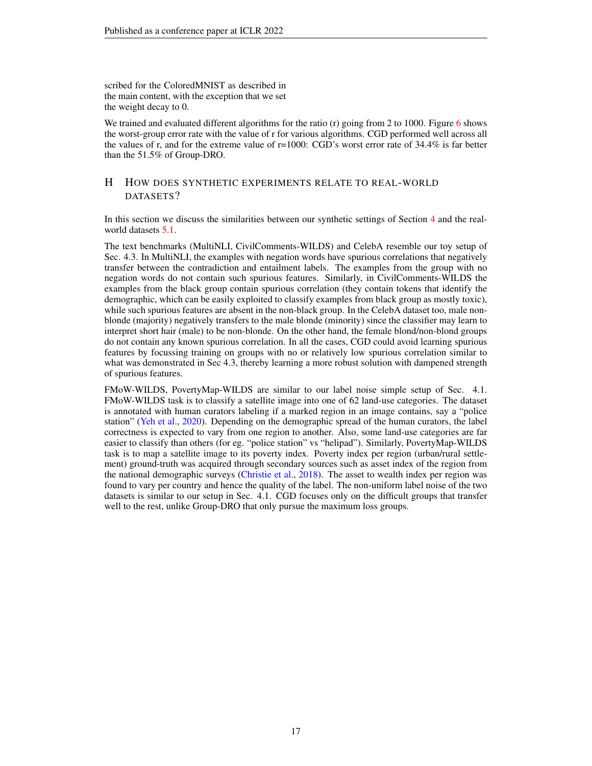scribed for the ColoredMNIST as described in the main content, with the exception that we set the weight decay to 0.

We trained and evaluated different algorithms for the ratio (r) going from 2 to 1000. Figure 6 shows the worst-group error rate with the value of r for various algorithms. CGD performed well across all the values of r, and for the extreme value of r=1000: CGD's worst error rate of 34.4% is far better than the 51.5% of Group-DRO.

# H How does synthetic experiments relate to real-world datasets?

In this section we discuss the similarities between our synthetic settings of Section 4 and the real-world datasets 5.1.

The text benchmarks (MultiNLI, CivilComments-WILDS) and CelebA resemble our toy setup of Sec. 4.3. In MultiNLI, the examples with negation words have spurious correlations that negatively transfer between the contradiction and entailment labels. The examples from the group with no negation words do not contain such spurious features. Similarly, in CivilComments-WILDS the examples from the black group contain spurious correlation (they contain tokens that identify the demographic, which can be easily exploited to classify examples from black group as mostly toxic), while such spurious features are absent in the non-black group. In the CelebA dataset too, male non-blonde (majority) negatively transfers to the male blonde (minority) since the classifier may learn to interpret short hair (male) to be non-blonde. On the other hand, the female blond/non-blond groups do not contain any known spurious correlation. In all the cases, CGD could avoid learning spurious features by focussing training on groups with no or relatively low spurious correlation similar to what was demonstrated in Sec 4.3, thereby learning a more robust solution with dampened strength of spurious features.

FMoW-WILDS, PovertyMap-WILDS are similar to our label noise simple setup of Sec. 4.1. FMoW-WILDS task is to classify a satellite image into one of 62 land-use categories. The dataset is annotated with human curators labeling if a marked region in an image contains, say a "police station" (Yeh et al., 2020). Depending on the demographic spread of the human curators, the label correctness is expected to vary from one region to another. Also, some land-use categories are far easier to classify than others (for eg. "police station" vs "helipad"). Similarly, PovertyMap-WILDS task is to map a satellite image to its poverty index. Poverty index per region (urban/rural settlement) ground-truth was acquired through secondary sources such as asset index of the region from the national demographic surveys (Christie et al., 2018). The asset to wealth index per region was found to vary per country and hence the quality of the label. The non-uniform label noise of the two datasets is similar to our setup in Sec. 4.1. CGD focuses only on the difficult groups that transfer well to the rest, unlike Group-DRO that only pursue the maximum loss groups.